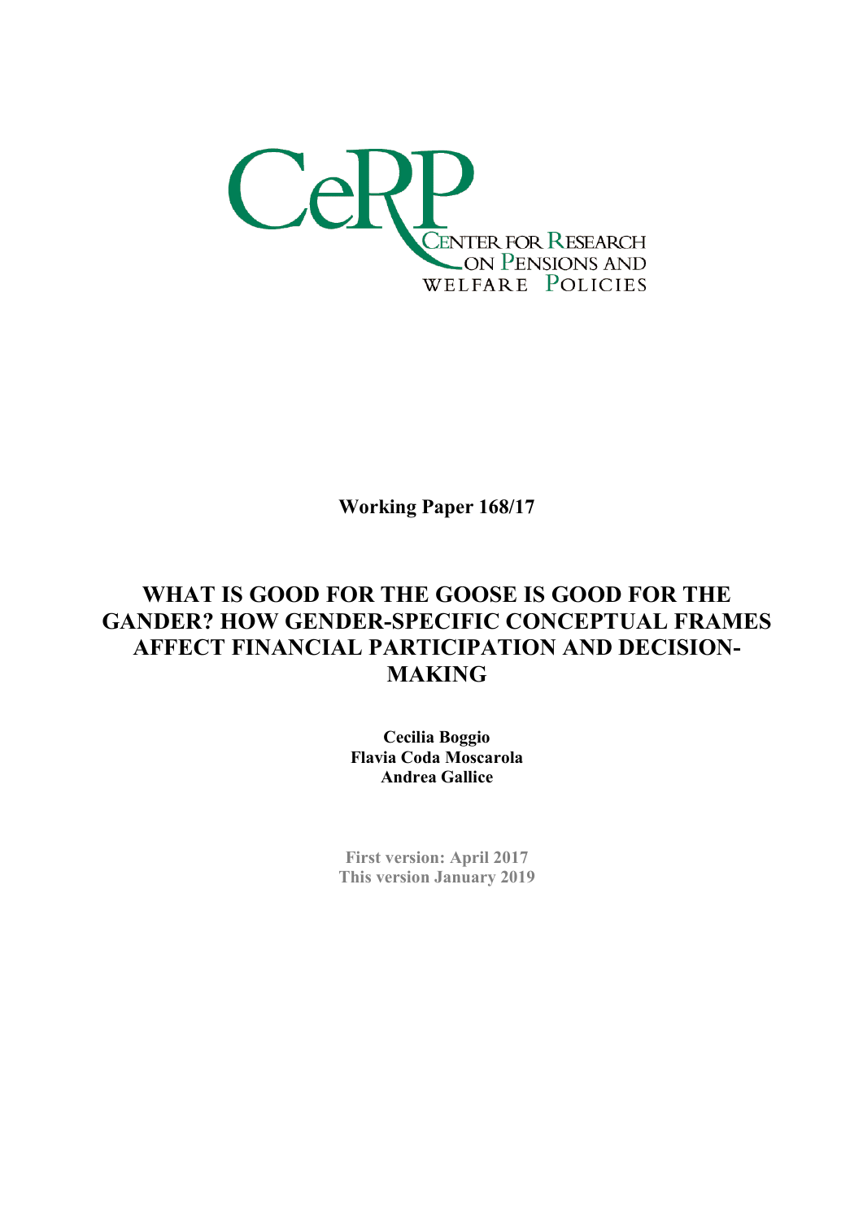CeRP

CENTER FOR RESEARCH ON PENSIONS AND WELFARE POLICIES

**Working Paper 168/17**

# WHAT IS GOOD FOR THE GOOSE IS GOOD FOR THE GANDER? HOW GENDER-SPECIFIC CONCEPTUAL FRAMES AFFECT FINANCIAL PARTICIPATION AND DECISION-MAKING

**Cecilia Boggio**
**Flavia Coda Moscarola**
**Andrea Gallice**

**First version: April 2017**
**This version January 2019**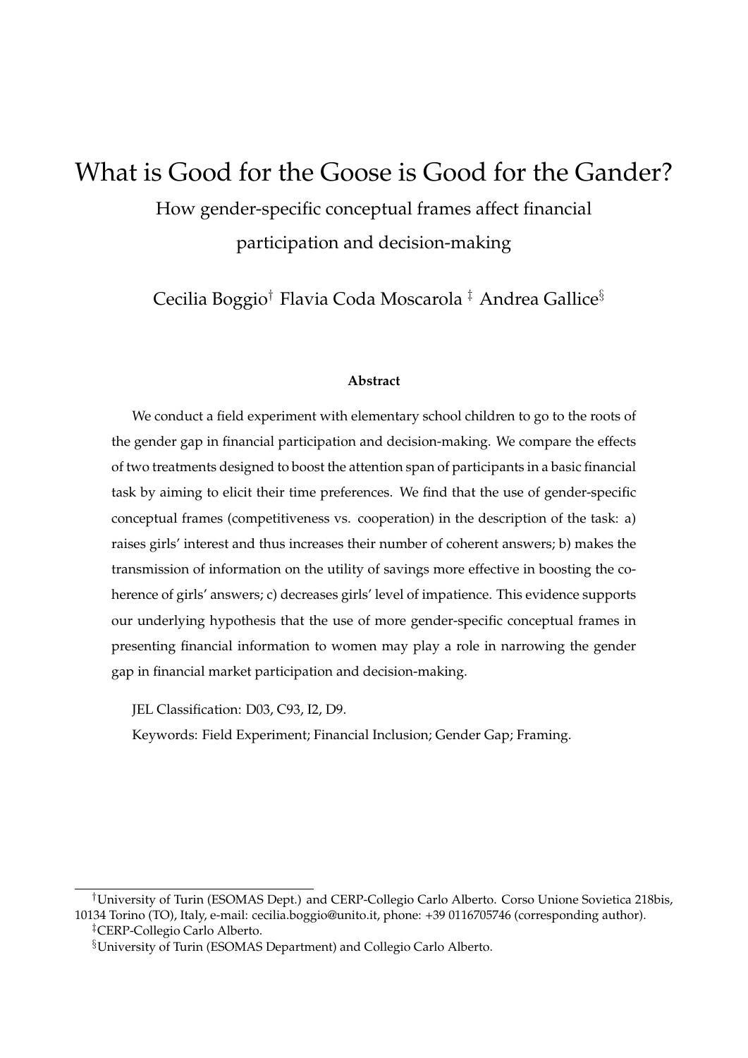# What is Good for the Goose is Good for the Gander?

## How gender-specific conceptual frames affect financial participation and decision-making

Cecilia Boggio[†] Flavia Coda Moscarola [‡] Andrea Gallice[§]

**Abstract**

We conduct a field experiment with elementary school children to go to the roots of the gender gap in financial participation and decision-making. We compare the effects of two treatments designed to boost the attention span of participants in a basic financial task by aiming to elicit their time preferences. We find that the use of gender-specific conceptual frames (competitiveness vs. cooperation) in the description of the task: a) raises girls' interest and thus increases their number of coherent answers; b) makes the transmission of information on the utility of savings more effective in boosting the coherence of girls' answers; c) decreases girls' level of impatience. This evidence supports our underlying hypothesis that the use of more gender-specific conceptual frames in presenting financial information to women may play a role in narrowing the gender gap in financial market participation and decision-making.

JEL Classification: D03, C93, I2, D9.

Keywords: Field Experiment; Financial Inclusion; Gender Gap; Framing.

---

[†] University of Turin (ESOMAS Dept.) and CERP-Collegio Carlo Alberto. Corso Unione Sovietica 218bis, 10134 Torino (TO), Italy, e-mail: cecilia.boggio@unito.it, phone: +39 0116705746 (corresponding author).

[‡] CERP-Collegio Carlo Alberto.

[§] University of Turin (ESOMAS Department) and Collegio Carlo Alberto.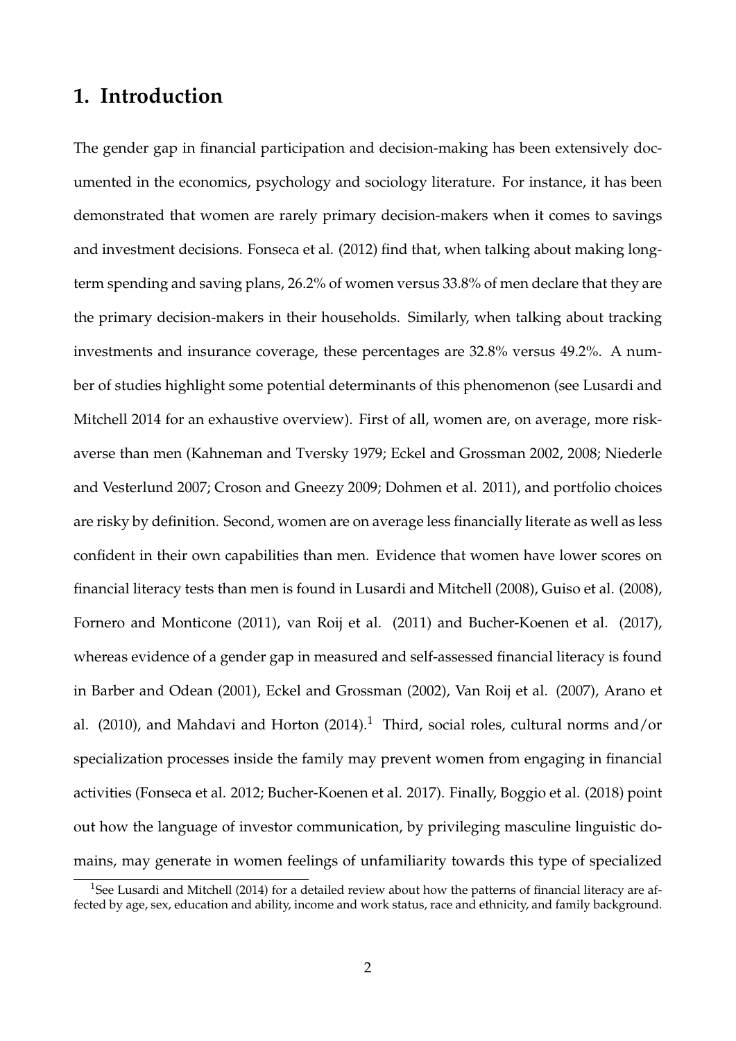# 1. Introduction

The gender gap in financial participation and decision-making has been extensively documented in the economics, psychology and sociology literature. For instance, it has been demonstrated that women are rarely primary decision-makers when it comes to savings and investment decisions. Fonseca et al. (2012) find that, when talking about making long-term spending and saving plans, 26.2% of women versus 33.8% of men declare that they are the primary decision-makers in their households. Similarly, when talking about tracking investments and insurance coverage, these percentages are 32.8% versus 49.2%. A number of studies highlight some potential determinants of this phenomenon (see Lusardi and Mitchell 2014 for an exhaustive overview). First of all, women are, on average, more risk-averse than men (Kahneman and Tversky 1979; Eckel and Grossman 2002, 2008; Niederle and Vesterlund 2007; Croson and Gneezy 2009; Dohmen et al. 2011), and portfolio choices are risky by definition. Second, women are on average less financially literate as well as less confident in their own capabilities than men. Evidence that women have lower scores on financial literacy tests than men is found in Lusardi and Mitchell (2008), Guiso et al. (2008), Fornero and Monticone (2011), van Roij et al. (2011) and Bucher-Koenen et al. (2017), whereas evidence of a gender gap in measured and self-assessed financial literacy is found in Barber and Odean (2001), Eckel and Grossman (2002), Van Roij et al. (2007), Arano et al. (2010), and Mahdavi and Horton (2014).[1] Third, social roles, cultural norms and/or specialization processes inside the family may prevent women from engaging in financial activities (Fonseca et al. 2012; Bucher-Koenen et al. 2017). Finally, Boggio et al. (2018) point out how the language of investor communication, by privileging masculine linguistic domains, may generate in women feelings of unfamiliarity towards this type of specialized

[1] See Lusardi and Mitchell (2014) for a detailed review about how the patterns of financial literacy are affected by age, sex, education and ability, income and work status, race and ethnicity, and family background.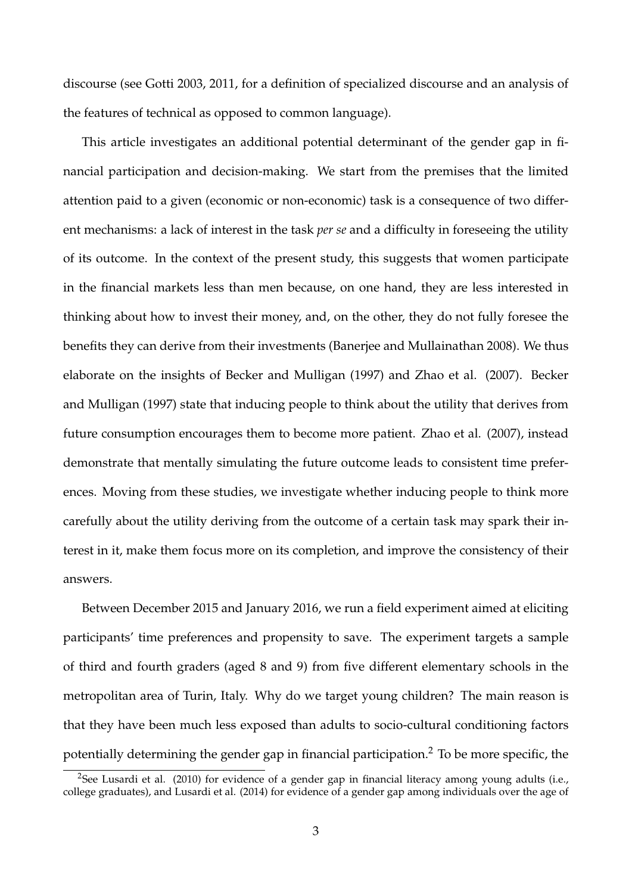discourse (see Gotti 2003, 2011, for a definition of specialized discourse and an analysis of the features of technical as opposed to common language).

This article investigates an additional potential determinant of the gender gap in financial participation and decision-making. We start from the premises that the limited attention paid to a given (economic or non-economic) task is a consequence of two different mechanisms: a lack of interest in the task *per se* and a difficulty in foreseeing the utility of its outcome. In the context of the present study, this suggests that women participate in the financial markets less than men because, on one hand, they are less interested in thinking about how to invest their money, and, on the other, they do not fully foresee the benefits they can derive from their investments (Banerjee and Mullainathan 2008). We thus elaborate on the insights of Becker and Mulligan (1997) and Zhao et al. (2007). Becker and Mulligan (1997) state that inducing people to think about the utility that derives from future consumption encourages them to become more patient. Zhao et al. (2007), instead demonstrate that mentally simulating the future outcome leads to consistent time preferences. Moving from these studies, we investigate whether inducing people to think more carefully about the utility deriving from the outcome of a certain task may spark their interest in it, make them focus more on its completion, and improve the consistency of their answers.

Between December 2015 and January 2016, we run a field experiment aimed at eliciting participants' time preferences and propensity to save. The experiment targets a sample of third and fourth graders (aged 8 and 9) from five different elementary schools in the metropolitan area of Turin, Italy. Why do we target young children? The main reason is that they have been much less exposed than adults to socio-cultural conditioning factors potentially determining the gender gap in financial participation.[2] To be more specific, the

[2] See Lusardi et al. (2010) for evidence of a gender gap in financial literacy among young adults (i.e., college graduates), and Lusardi et al. (2014) for evidence of a gender gap among individuals over the age of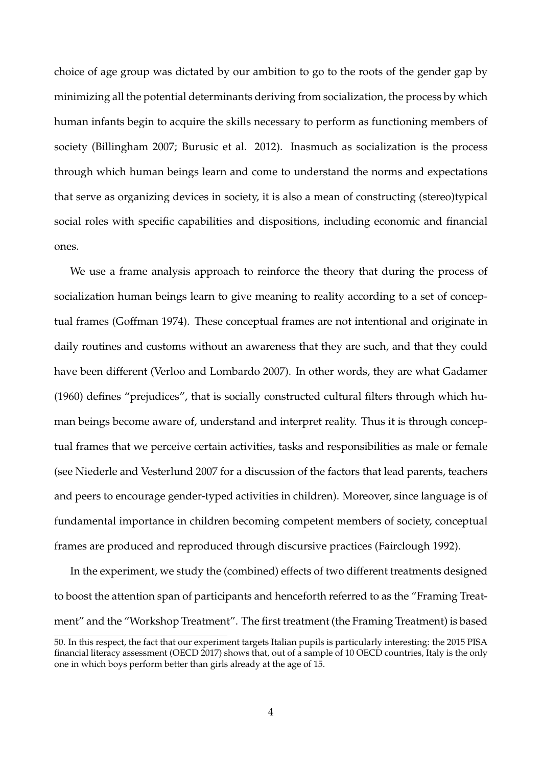choice of age group was dictated by our ambition to go to the roots of the gender gap by minimizing all the potential determinants deriving from socialization, the process by which human infants begin to acquire the skills necessary to perform as functioning members of society (Billingham 2007; Burusic et al. 2012). Inasmuch as socialization is the process through which human beings learn and come to understand the norms and expectations that serve as organizing devices in society, it is also a mean of constructing (stereo)typical social roles with specific capabilities and dispositions, including economic and financial ones.

We use a frame analysis approach to reinforce the theory that during the process of socialization human beings learn to give meaning to reality according to a set of conceptual frames (Goffman 1974). These conceptual frames are not intentional and originate in daily routines and customs without an awareness that they are such, and that they could have been different (Verloo and Lombardo 2007). In other words, they are what Gadamer (1960) defines "prejudices", that is socially constructed cultural filters through which human beings become aware of, understand and interpret reality. Thus it is through conceptual frames that we perceive certain activities, tasks and responsibilities as male or female (see Niederle and Vesterlund 2007 for a discussion of the factors that lead parents, teachers and peers to encourage gender-typed activities in children). Moreover, since language is of fundamental importance in children becoming competent members of society, conceptual frames are produced and reproduced through discursive practices (Fairclough 1992).

In the experiment, we study the (combined) effects of two different treatments designed to boost the attention span of participants and henceforth referred to as the "Framing Treatment" and the "Workshop Treatment". The first treatment (the Framing Treatment) is based

50. In this respect, the fact that our experiment targets Italian pupils is particularly interesting: the 2015 PISA financial literacy assessment (OECD 2017) shows that, out of a sample of 10 OECD countries, Italy is the only one in which boys perform better than girls already at the age of 15.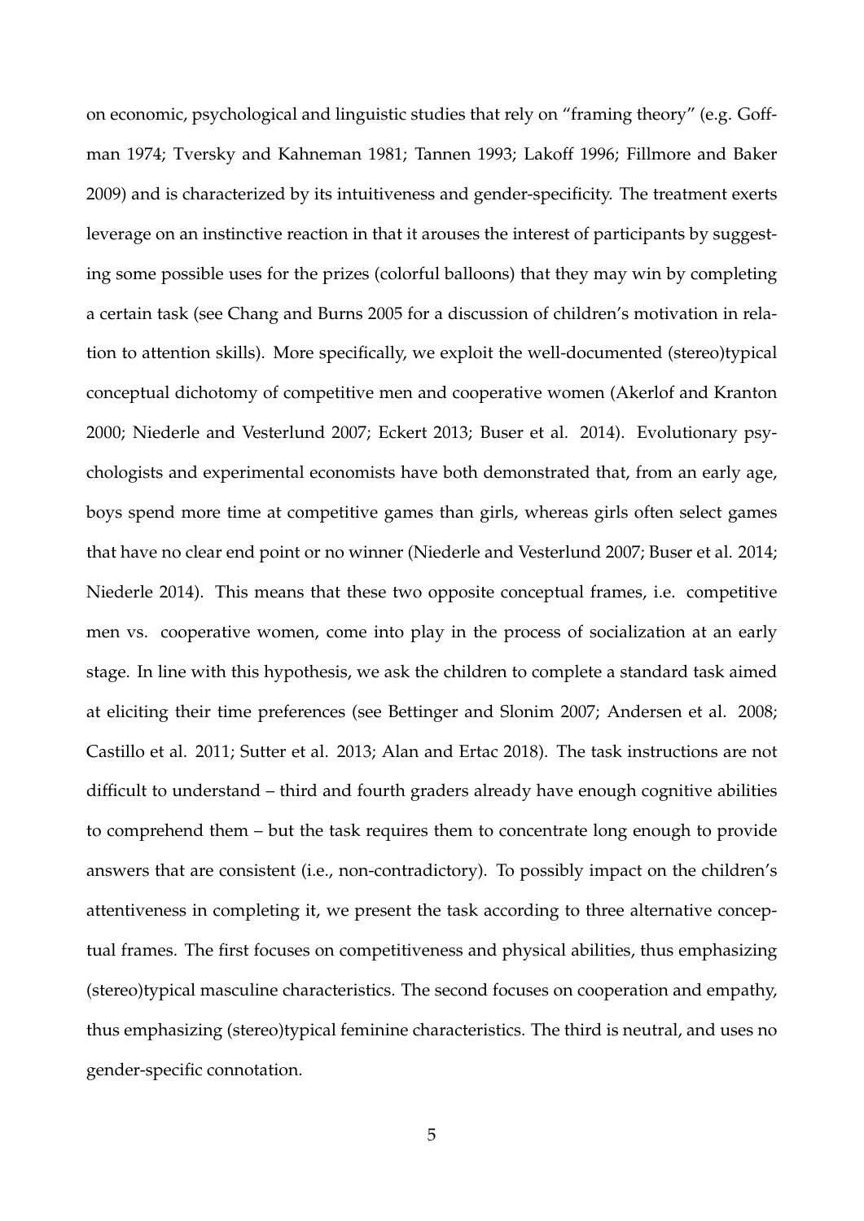on economic, psychological and linguistic studies that rely on "framing theory" (e.g. Goffman 1974; Tversky and Kahneman 1981; Tannen 1993; Lakoff 1996; Fillmore and Baker 2009) and is characterized by its intuitiveness and gender-specificity. The treatment exerts leverage on an instinctive reaction in that it arouses the interest of participants by suggesting some possible uses for the prizes (colorful balloons) that they may win by completing a certain task (see Chang and Burns 2005 for a discussion of children's motivation in relation to attention skills). More specifically, we exploit the well-documented (stereo)typical conceptual dichotomy of competitive men and cooperative women (Akerlof and Kranton 2000; Niederle and Vesterlund 2007; Eckert 2013; Buser et al. 2014). Evolutionary psychologists and experimental economists have both demonstrated that, from an early age, boys spend more time at competitive games than girls, whereas girls often select games that have no clear end point or no winner (Niederle and Vesterlund 2007; Buser et al. 2014; Niederle 2014). This means that these two opposite conceptual frames, i.e. competitive men vs. cooperative women, come into play in the process of socialization at an early stage. In line with this hypothesis, we ask the children to complete a standard task aimed at eliciting their time preferences (see Bettinger and Slonim 2007; Andersen et al. 2008; Castillo et al. 2011; Sutter et al. 2013; Alan and Ertac 2018). The task instructions are not difficult to understand – third and fourth graders already have enough cognitive abilities to comprehend them – but the task requires them to concentrate long enough to provide answers that are consistent (i.e., non-contradictory). To possibly impact on the children's attentiveness in completing it, we present the task according to three alternative conceptual frames. The first focuses on competitiveness and physical abilities, thus emphasizing (stereo)typical masculine characteristics. The second focuses on cooperation and empathy, thus emphasizing (stereo)typical feminine characteristics. The third is neutral, and uses no gender-specific connotation.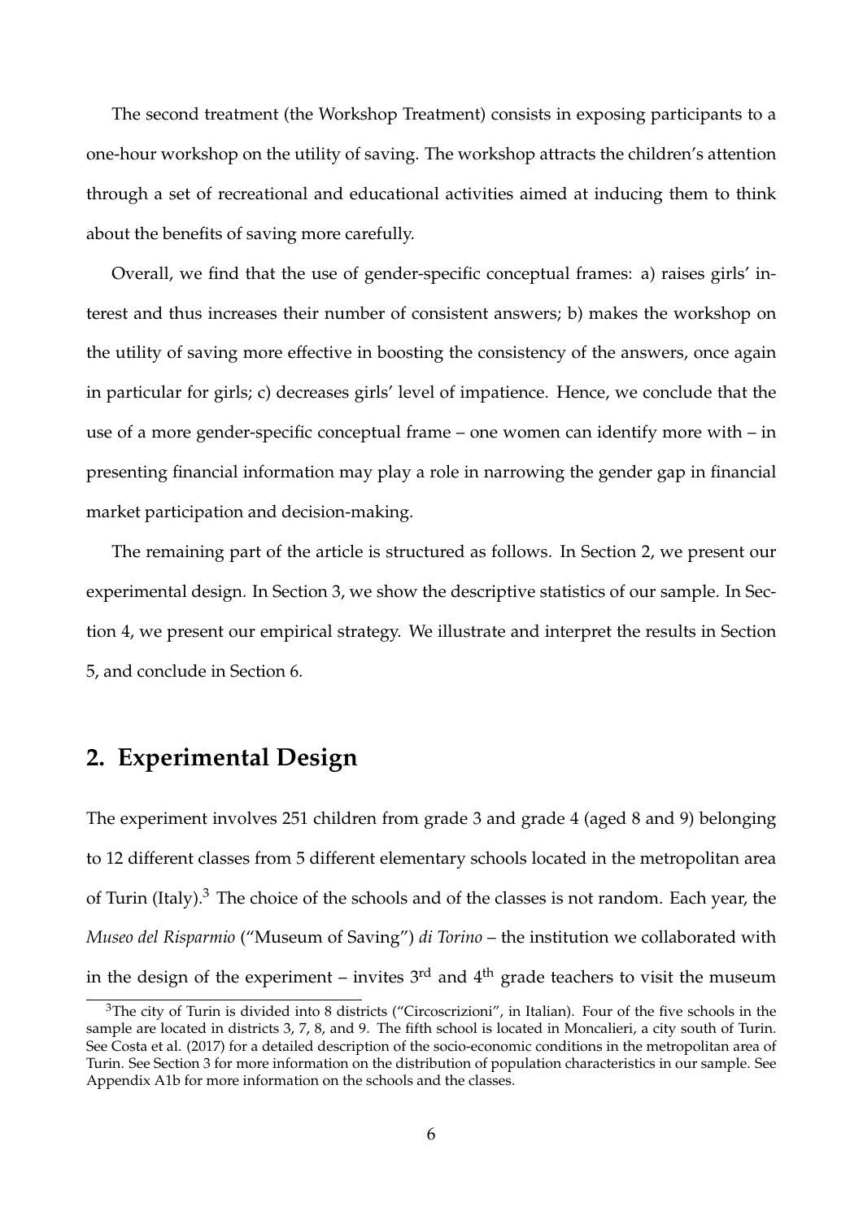The second treatment (the Workshop Treatment) consists in exposing participants to a one-hour workshop on the utility of saving. The workshop attracts the children's attention through a set of recreational and educational activities aimed at inducing them to think about the benefits of saving more carefully.

Overall, we find that the use of gender-specific conceptual frames: a) raises girls' interest and thus increases their number of consistent answers; b) makes the workshop on the utility of saving more effective in boosting the consistency of the answers, once again in particular for girls; c) decreases girls' level of impatience. Hence, we conclude that the use of a more gender-specific conceptual frame – one women can identify more with – in presenting financial information may play a role in narrowing the gender gap in financial market participation and decision-making.

The remaining part of the article is structured as follows. In Section 2, we present our experimental design. In Section 3, we show the descriptive statistics of our sample. In Section 4, we present our empirical strategy. We illustrate and interpret the results in Section 5, and conclude in Section 6.

## 2. Experimental Design

The experiment involves 251 children from grade 3 and grade 4 (aged 8 and 9) belonging to 12 different classes from 5 different elementary schools located in the metropolitan area of Turin (Italy).[3] The choice of the schools and of the classes is not random. Each year, the *Museo del Risparmio* ("Museum of Saving") *di Torino* – the institution we collaborated with in the design of the experiment – invites 3rd and 4th grade teachers to visit the museum

[3]The city of Turin is divided into 8 districts ("Circoscrizioni", in Italian). Four of the five schools in the sample are located in districts 3, 7, 8, and 9. The fifth school is located in Moncalieri, a city south of Turin. See Costa et al. (2017) for a detailed description of the socio-economic conditions in the metropolitan area of Turin. See Section 3 for more information on the distribution of population characteristics in our sample. See Appendix A1b for more information on the schools and the classes.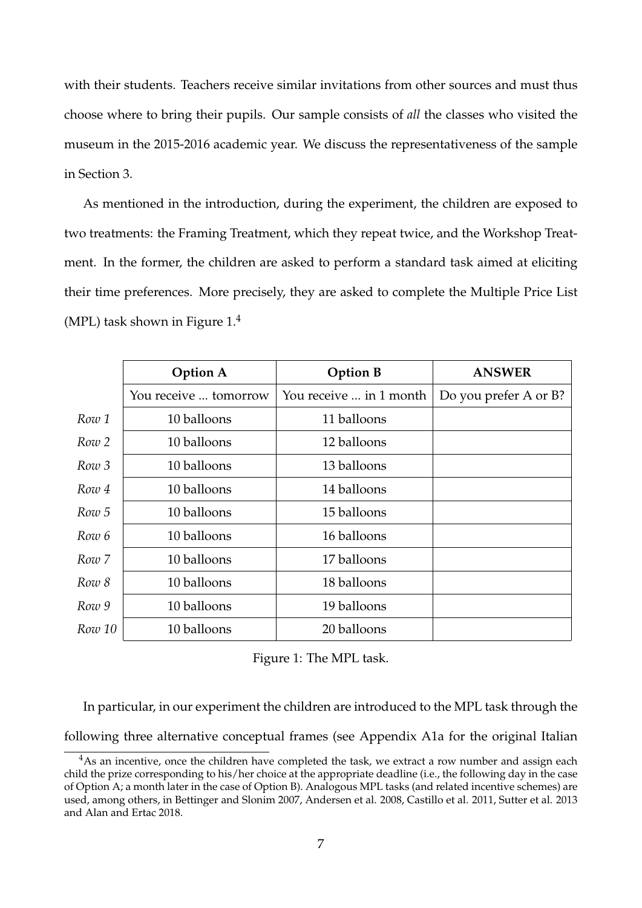with their students. Teachers receive similar invitations from other sources and must thus choose where to bring their pupils. Our sample consists of *all* the classes who visited the museum in the 2015-2016 academic year. We discuss the representativeness of the sample in Section 3.

As mentioned in the introduction, during the experiment, the children are exposed to two treatments: the Framing Treatment, which they repeat twice, and the Workshop Treatment. In the former, the children are asked to perform a standard task aimed at eliciting their time preferences. More precisely, they are asked to complete the Multiple Price List (MPL) task shown in Figure 1.[4]

| | **Option A** | **Option B** | **ANSWER** |
|---|---|---|---|
| | You receive ... tomorrow | You receive ... in 1 month | Do you prefer A or B? |
| *Row 1* | 10 balloons | 11 balloons | |
| *Row 2* | 10 balloons | 12 balloons | |
| *Row 3* | 10 balloons | 13 balloons | |
| *Row 4* | 10 balloons | 14 balloons | |
| *Row 5* | 10 balloons | 15 balloons | |
| *Row 6* | 10 balloons | 16 balloons | |
| *Row 7* | 10 balloons | 17 balloons | |
| *Row 8* | 10 balloons | 18 balloons | |
| *Row 9* | 10 balloons | 19 balloons | |
| *Row 10* | 10 balloons | 20 balloons | |

Figure 1: The MPL task.

In particular, in our experiment the children are introduced to the MPL task through the following three alternative conceptual frames (see Appendix A1a for the original Italian

[4] As an incentive, once the children have completed the task, we extract a row number and assign each child the prize corresponding to his/her choice at the appropriate deadline (i.e., the following day in the case of Option A; a month later in the case of Option B). Analogous MPL tasks (and related incentive schemes) are used, among others, in Bettinger and Slonim 2007, Andersen et al. 2008, Castillo et al. 2011, Sutter et al. 2013 and Alan and Ertac 2018.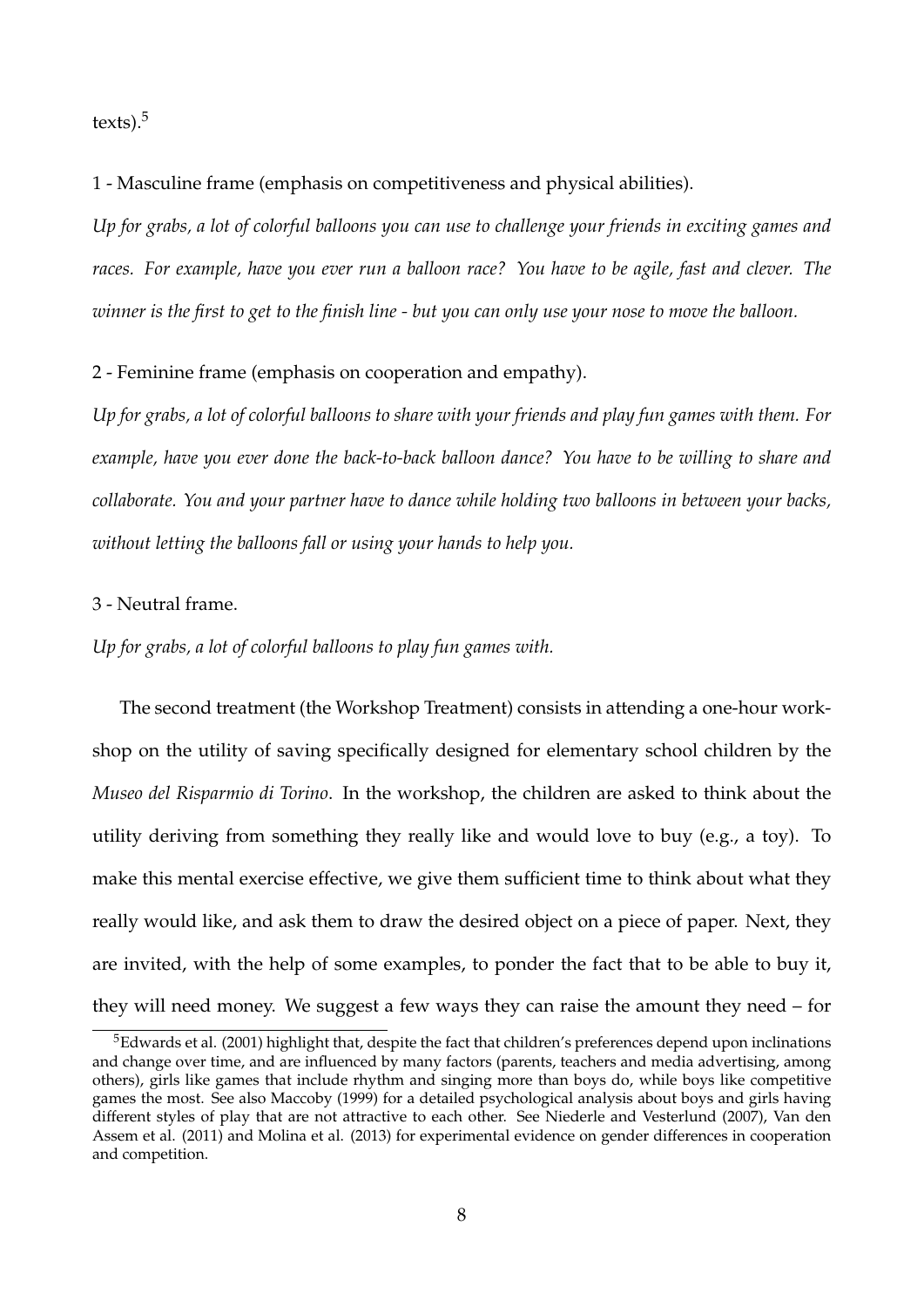texts).[5]

1 - Masculine frame (emphasis on competitiveness and physical abilities).

*Up for grabs, a lot of colorful balloons you can use to challenge your friends in exciting games and races. For example, have you ever run a balloon race? You have to be agile, fast and clever. The winner is the first to get to the finish line - but you can only use your nose to move the balloon.*

2 - Feminine frame (emphasis on cooperation and empathy).

*Up for grabs, a lot of colorful balloons to share with your friends and play fun games with them. For example, have you ever done the back-to-back balloon dance? You have to be willing to share and collaborate. You and your partner have to dance while holding two balloons in between your backs, without letting the balloons fall or using your hands to help you.*

3 - Neutral frame.

*Up for grabs, a lot of colorful balloons to play fun games with.*

The second treatment (the Workshop Treatment) consists in attending a one-hour workshop on the utility of saving specifically designed for elementary school children by the *Museo del Risparmio di Torino*. In the workshop, the children are asked to think about the utility deriving from something they really like and would love to buy (e.g., a toy). To make this mental exercise effective, we give them sufficient time to think about what they really would like, and ask them to draw the desired object on a piece of paper. Next, they are invited, with the help of some examples, to ponder the fact that to be able to buy it, they will need money. We suggest a few ways they can raise the amount they need – for

[5] Edwards et al. (2001) highlight that, despite the fact that children's preferences depend upon inclinations and change over time, and are influenced by many factors (parents, teachers and media advertising, among others), girls like games that include rhythm and singing more than boys do, while boys like competitive games the most. See also Maccoby (1999) for a detailed psychological analysis about boys and girls having different styles of play that are not attractive to each other. See Niederle and Vesterlund (2007), Van den Assem et al. (2011) and Molina et al. (2013) for experimental evidence on gender differences in cooperation and competition.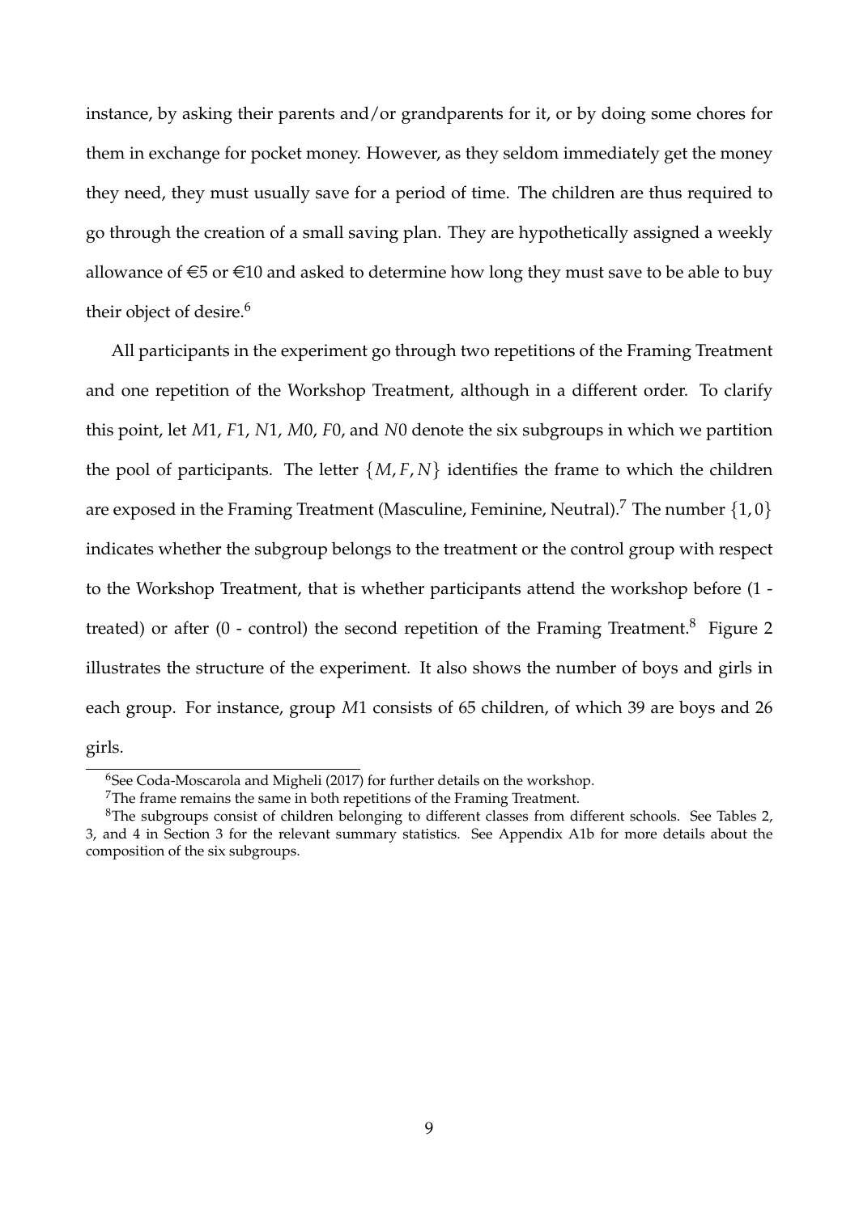instance, by asking their parents and/or grandparents for it, or by doing some chores for them in exchange for pocket money. However, as they seldom immediately get the money they need, they must usually save for a period of time. The children are thus required to go through the creation of a small saving plan. They are hypothetically assigned a weekly allowance of €5 or €10 and asked to determine how long they must save to be able to buy their object of desire.[6]

All participants in the experiment go through two repetitions of the Framing Treatment and one repetition of the Workshop Treatment, although in a different order. To clarify this point, let $M1$, $F1$, $N1$, $M0$, $F0$, and $N0$ denote the six subgroups in which we partition the pool of participants. The letter $\{M, F, N\}$ identifies the frame to which the children are exposed in the Framing Treatment (Masculine, Feminine, Neutral).[7] The number $\{1, 0\}$ indicates whether the subgroup belongs to the treatment or the control group with respect to the Workshop Treatment, that is whether participants attend the workshop before (1 - treated) or after (0 - control) the second repetition of the Framing Treatment.[8] Figure 2 illustrates the structure of the experiment. It also shows the number of boys and girls in each group. For instance, group $M1$ consists of 65 children, of which 39 are boys and 26 girls.

[6] See Coda-Moscarola and Migheli (2017) for further details on the workshop.

[7] The frame remains the same in both repetitions of the Framing Treatment.

[8] The subgroups consist of children belonging to different classes from different schools. See Tables 2, 3, and 4 in Section 3 for the relevant summary statistics. See Appendix A1b for more details about the composition of the six subgroups.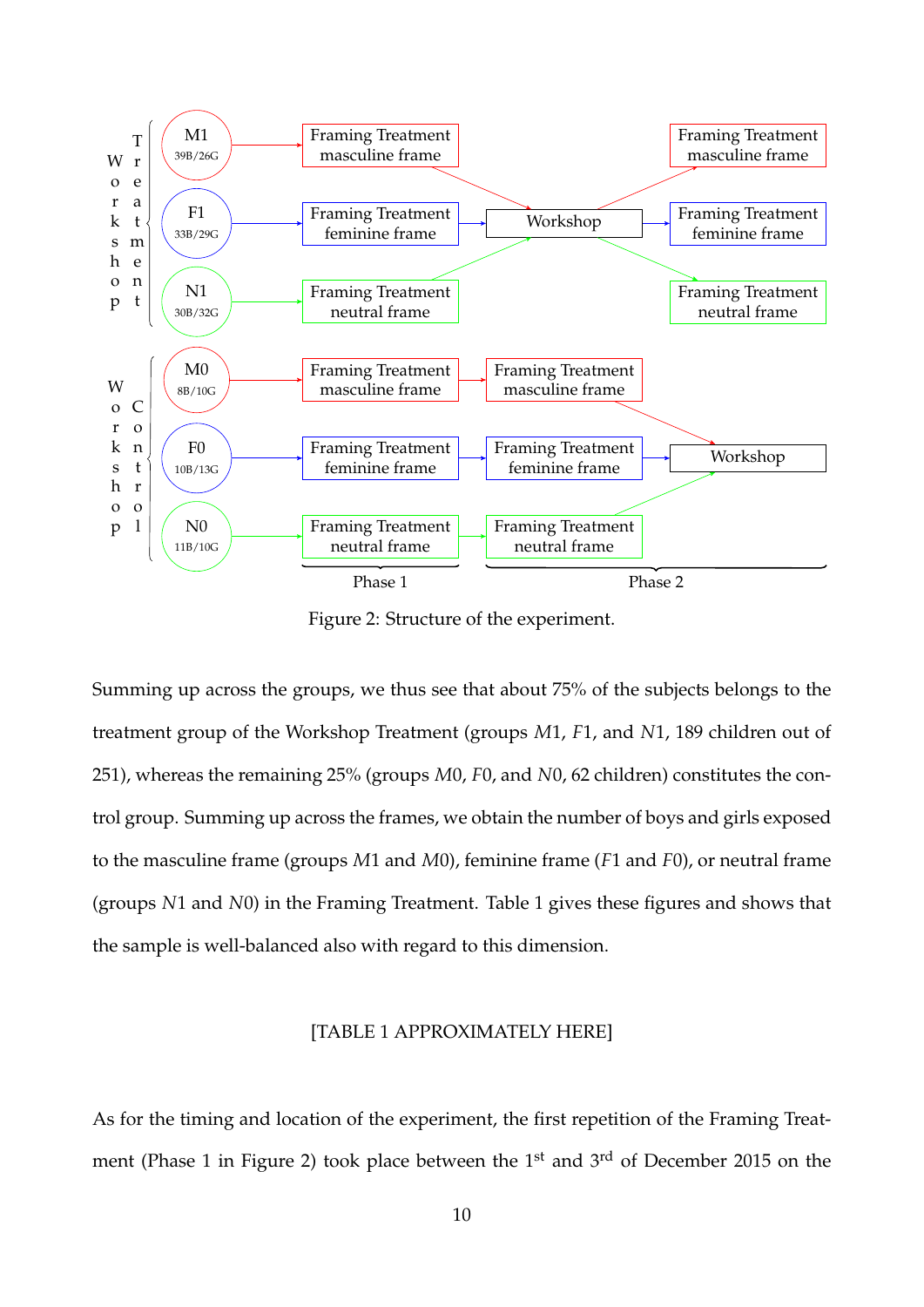Figure 2: Structure of the experiment.

Summing up across the groups, we thus see that about 75% of the subjects belongs to the treatment group of the Workshop Treatment (groups *M*1, *F*1, and *N*1, 189 children out of 251), whereas the remaining 25% (groups *M*0, *F*0, and *N*0, 62 children) constitutes the control group. Summing up across the frames, we obtain the number of boys and girls exposed to the masculine frame (groups *M*1 and *M*0), feminine frame (*F*1 and *F*0), or neutral frame (groups *N*1 and *N*0) in the Framing Treatment. Table 1 gives these figures and shows that the sample is well-balanced also with regard to this dimension.

[TABLE 1 APPROXIMATELY HERE]

As for the timing and location of the experiment, the first repetition of the Framing Treatment (Phase 1 in Figure 2) took place between the 1st and 3rd of December 2015 on the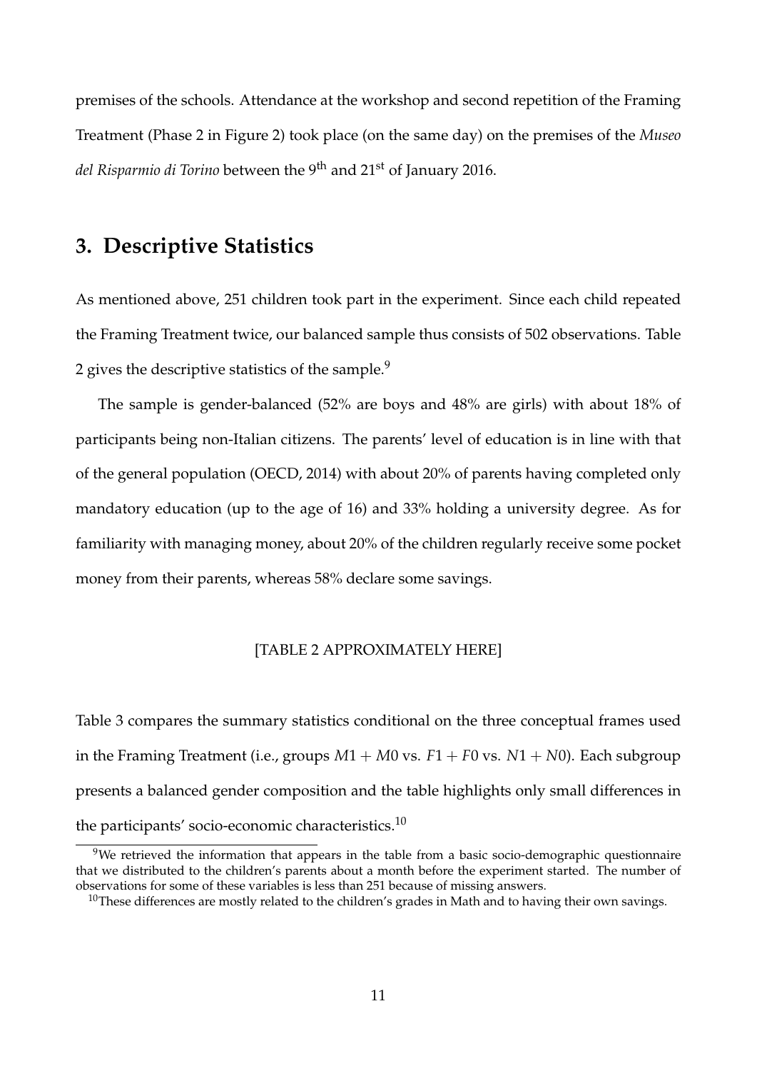premises of the schools. Attendance at the workshop and second repetition of the Framing Treatment (Phase 2 in Figure 2) took place (on the same day) on the premises of the *Museo del Risparmio di Torino* between the 9th and 21st of January 2016.

## 3. Descriptive Statistics

As mentioned above, 251 children took part in the experiment. Since each child repeated the Framing Treatment twice, our balanced sample thus consists of 502 observations. Table 2 gives the descriptive statistics of the sample.[9]

The sample is gender-balanced (52% are boys and 48% are girls) with about 18% of participants being non-Italian citizens. The parents' level of education is in line with that of the general population (OECD, 2014) with about 20% of parents having completed only mandatory education (up to the age of 16) and 33% holding a university degree. As for familiarity with managing money, about 20% of the children regularly receive some pocket money from their parents, whereas 58% declare some savings.

[TABLE 2 APPROXIMATELY HERE]

Table 3 compares the summary statistics conditional on the three conceptual frames used in the Framing Treatment (i.e., groups $M1 + M0$ vs. $F1 + F0$ vs. $N1 + N0$). Each subgroup presents a balanced gender composition and the table highlights only small differences in the participants' socio-economic characteristics.[10]

[9] We retrieved the information that appears in the table from a basic socio-demographic questionnaire that we distributed to the children's parents about a month before the experiment started. The number of observations for some of these variables is less than 251 because of missing answers.

[10] These differences are mostly related to the children's grades in Math and to having their own savings.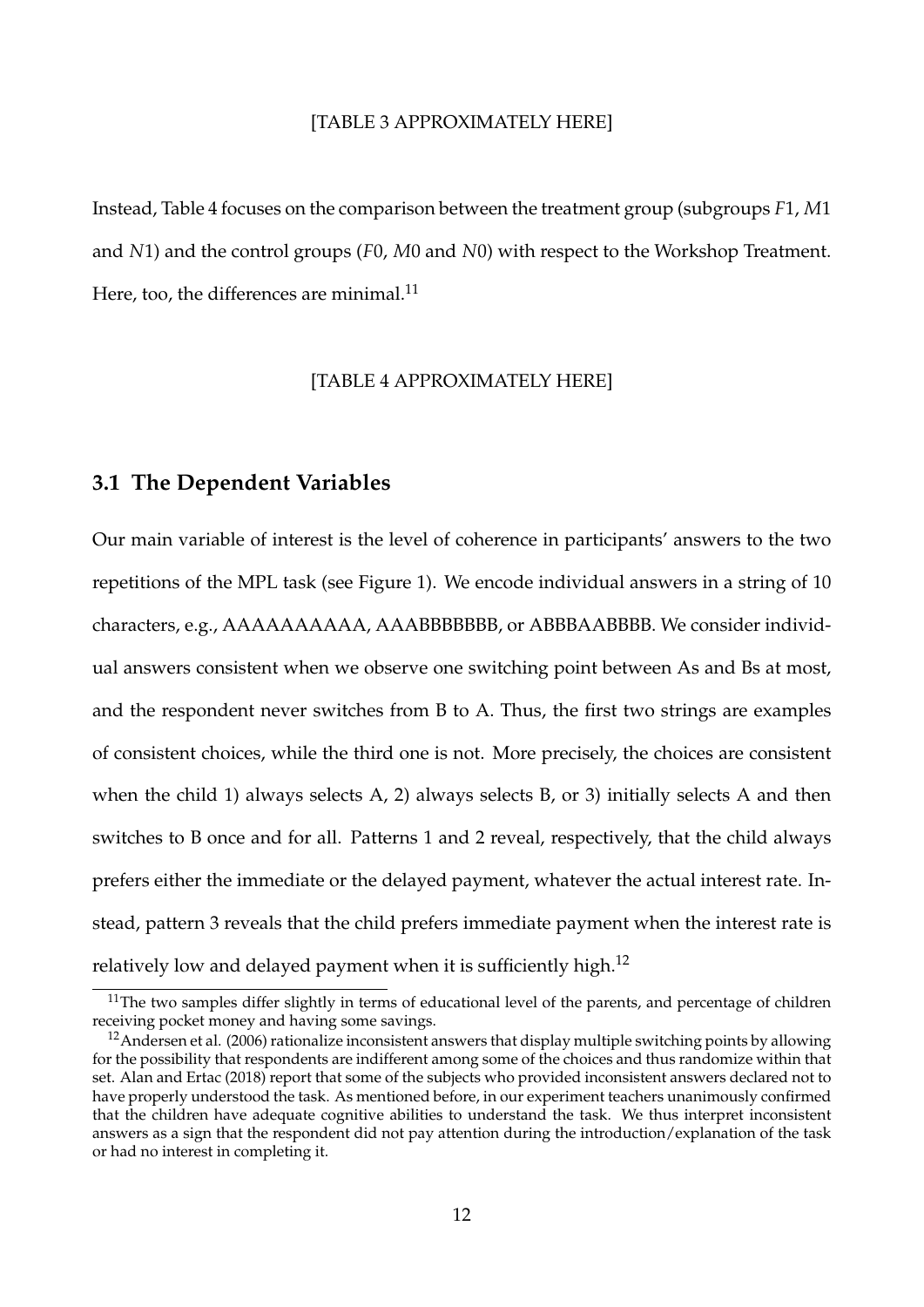[TABLE 3 APPROXIMATELY HERE]

Instead, Table 4 focuses on the comparison between the treatment group (subgroups $F1$, $M1$ and $N1$) and the control groups ($F0$, $M0$ and $N0$) with respect to the Workshop Treatment. Here, too, the differences are minimal.[11]

[TABLE 4 APPROXIMATELY HERE]

### 3.1 The Dependent Variables

Our main variable of interest is the level of coherence in participants' answers to the two repetitions of the MPL task (see Figure 1). We encode individual answers in a string of 10 characters, e.g., AAAAAAAAAA, AAABBBBBBB, or ABBBAABBBB. We consider individual answers consistent when we observe one switching point between As and Bs at most, and the respondent never switches from B to A. Thus, the first two strings are examples of consistent choices, while the third one is not. More precisely, the choices are consistent when the child 1) always selects A, 2) always selects B, or 3) initially selects A and then switches to B once and for all. Patterns 1 and 2 reveal, respectively, that the child always prefers either the immediate or the delayed payment, whatever the actual interest rate. Instead, pattern 3 reveals that the child prefers immediate payment when the interest rate is relatively low and delayed payment when it is sufficiently high.[12]

[11] The two samples differ slightly in terms of educational level of the parents, and percentage of children receiving pocket money and having some savings.

[12] Andersen et al. (2006) rationalize inconsistent answers that display multiple switching points by allowing for the possibility that respondents are indifferent among some of the choices and thus randomize within that set. Alan and Ertac (2018) report that some of the subjects who provided inconsistent answers declared not to have properly understood the task. As mentioned before, in our experiment teachers unanimously confirmed that the children have adequate cognitive abilities to understand the task. We thus interpret inconsistent answers as a sign that the respondent did not pay attention during the introduction/explanation of the task or had no interest in completing it.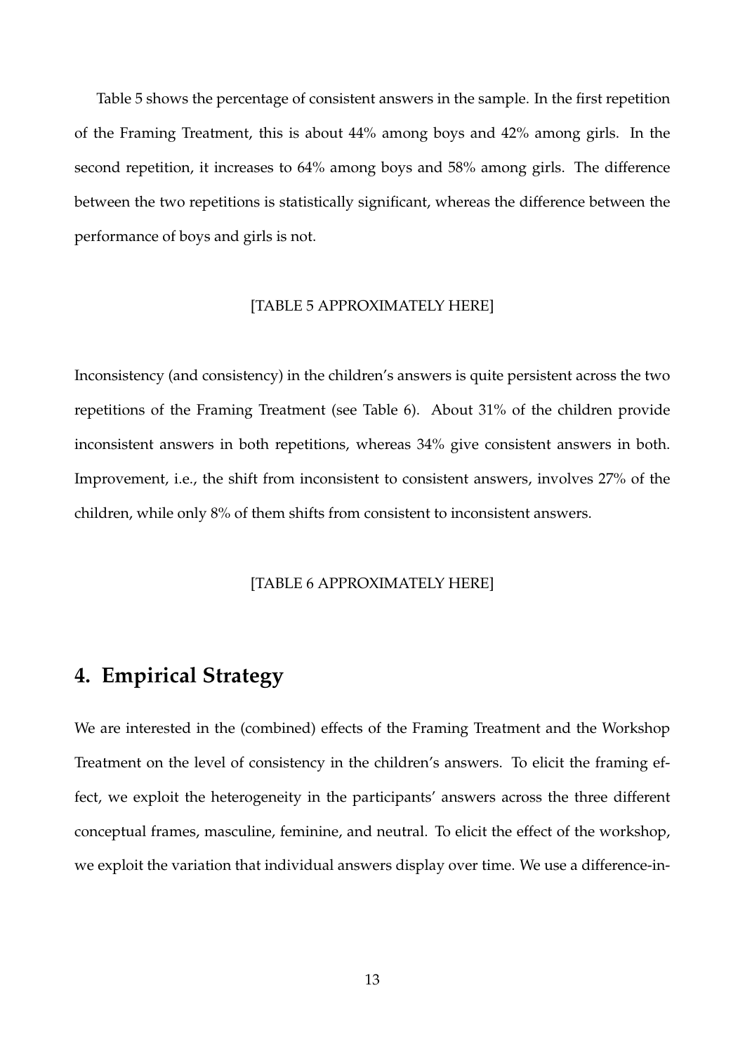Table 5 shows the percentage of consistent answers in the sample. In the first repetition of the Framing Treatment, this is about 44% among boys and 42% among girls. In the second repetition, it increases to 64% among boys and 58% among girls. The difference between the two repetitions is statistically significant, whereas the difference between the performance of boys and girls is not.

[TABLE 5 APPROXIMATELY HERE]

Inconsistency (and consistency) in the children's answers is quite persistent across the two repetitions of the Framing Treatment (see Table 6). About 31% of the children provide inconsistent answers in both repetitions, whereas 34% give consistent answers in both. Improvement, i.e., the shift from inconsistent to consistent answers, involves 27% of the children, while only 8% of them shifts from consistent to inconsistent answers.

[TABLE 6 APPROXIMATELY HERE]

## 4. Empirical Strategy

We are interested in the (combined) effects of the Framing Treatment and the Workshop Treatment on the level of consistency in the children's answers. To elicit the framing effect, we exploit the heterogeneity in the participants' answers across the three different conceptual frames, masculine, feminine, and neutral. To elicit the effect of the workshop, we exploit the variation that individual answers display over time. We use a difference-in-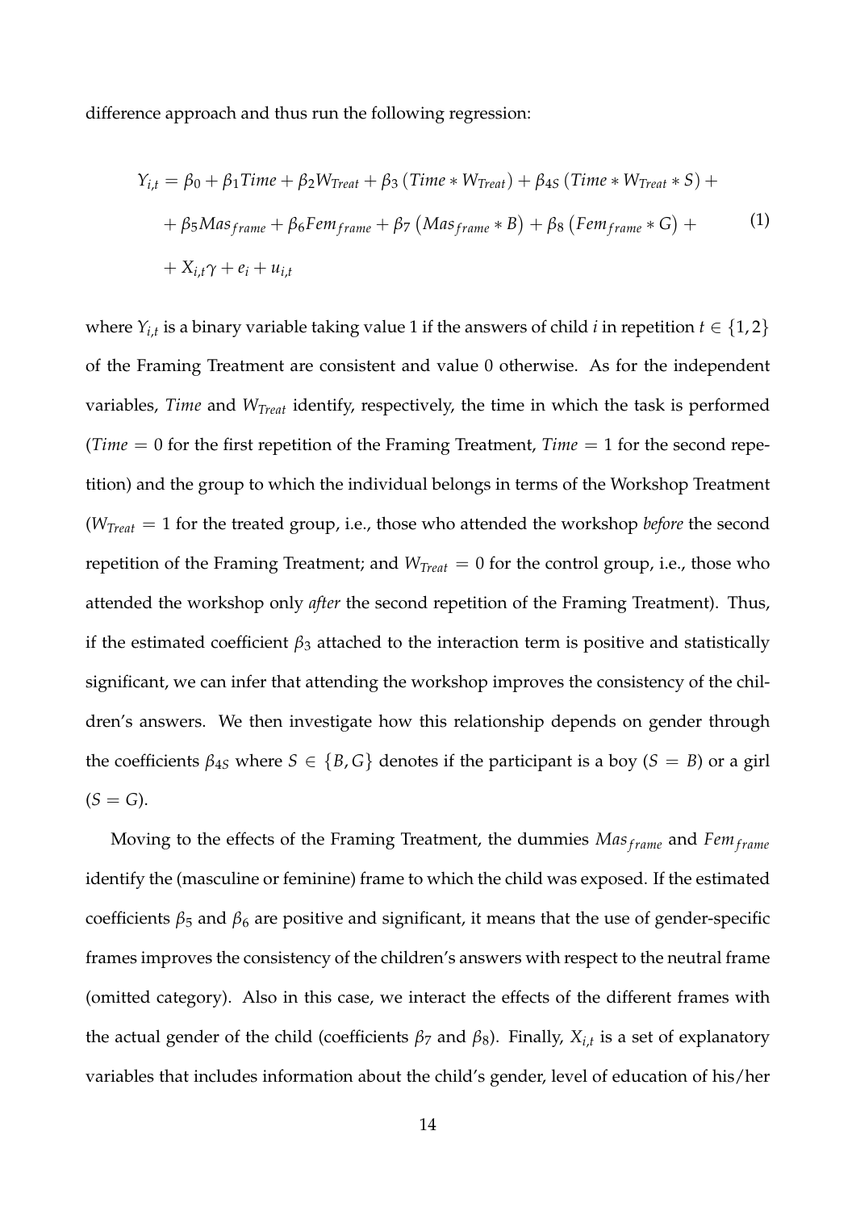difference approach and thus run the following regression:

$$
\begin{aligned}
Y_{i,t} &= \beta_0 + \beta_1 Time + \beta_2 W_{Treat} + \beta_3 \left(Time * W_{Treat}\right) + \beta_{4S} \left(Time * W_{Treat} * S\right) + \\
&+ \beta_5 Mas_{frame} + \beta_6 Fem_{frame} + \beta_7 \left(Mas_{frame} * B\right) + \beta_8 \left(Fem_{frame} * G\right) + \\
&+ X_{i,t}\gamma + e_i + u_{i,t}
\end{aligned} \tag{1}
$$

where $Y_{i,t}$ is a binary variable taking value 1 if the answers of child $i$ in repetition $t \in \{1, 2\}$ of the Framing Treatment are consistent and value 0 otherwise. As for the independent variables, *Time* and $W_{Treat}$ identify, respectively, the time in which the task is performed ($Time = 0$ for the first repetition of the Framing Treatment, $Time = 1$ for the second repetition) and the group to which the individual belongs in terms of the Workshop Treatment ($W_{Treat} = 1$ for the treated group, i.e., those who attended the workshop *before* the second repetition of the Framing Treatment; and $W_{Treat} = 0$ for the control group, i.e., those who attended the workshop only *after* the second repetition of the Framing Treatment). Thus, if the estimated coefficient $\beta_3$ attached to the interaction term is positive and statistically significant, we can infer that attending the workshop improves the consistency of the children's answers. We then investigate how this relationship depends on gender through the coefficients $\beta_{4S}$ where $S \in \{B, G\}$ denotes if the participant is a boy ($S = B$) or a girl ($S = G$).

Moving to the effects of the Framing Treatment, the dummies $Mas_{frame}$ and $Fem_{frame}$ identify the (masculine or feminine) frame to which the child was exposed. If the estimated coefficients $\beta_5$ and $\beta_6$ are positive and significant, it means that the use of gender-specific frames improves the consistency of the children's answers with respect to the neutral frame (omitted category). Also in this case, we interact the effects of the different frames with the actual gender of the child (coefficients $\beta_7$ and $\beta_8$). Finally, $X_{i,t}$ is a set of explanatory variables that includes information about the child's gender, level of education of his/her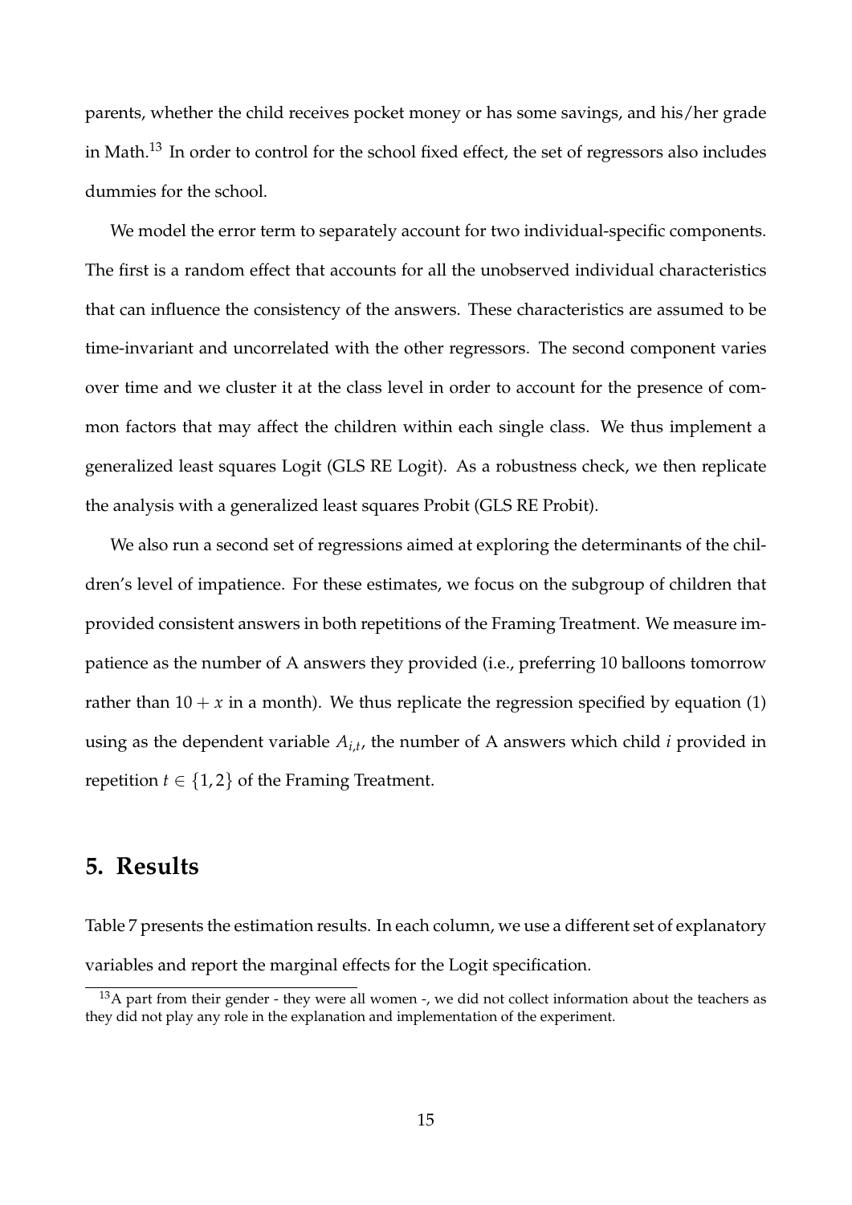parents, whether the child receives pocket money or has some savings, and his/her grade in Math.[13] In order to control for the school fixed effect, the set of regressors also includes dummies for the school.

We model the error term to separately account for two individual-specific components. The first is a random effect that accounts for all the unobserved individual characteristics that can influence the consistency of the answers. These characteristics are assumed to be time-invariant and uncorrelated with the other regressors. The second component varies over time and we cluster it at the class level in order to account for the presence of common factors that may affect the children within each single class. We thus implement a generalized least squares Logit (GLS RE Logit). As a robustness check, we then replicate the analysis with a generalized least squares Probit (GLS RE Probit).

We also run a second set of regressions aimed at exploring the determinants of the children's level of impatience. For these estimates, we focus on the subgroup of children that provided consistent answers in both repetitions of the Framing Treatment. We measure impatience as the number of A answers they provided (i.e., preferring 10 balloons tomorrow rather than $10 + x$ in a month). We thus replicate the regression specified by equation (1) using as the dependent variable $A_{i,t}$, the number of A answers which child $i$ provided in repetition $t \in \{1, 2\}$ of the Framing Treatment.

## 5. Results

Table 7 presents the estimation results. In each column, we use a different set of explanatory variables and report the marginal effects for the Logit specification.

[13] A part from their gender - they were all women -, we did not collect information about the teachers as they did not play any role in the explanation and implementation of the experiment.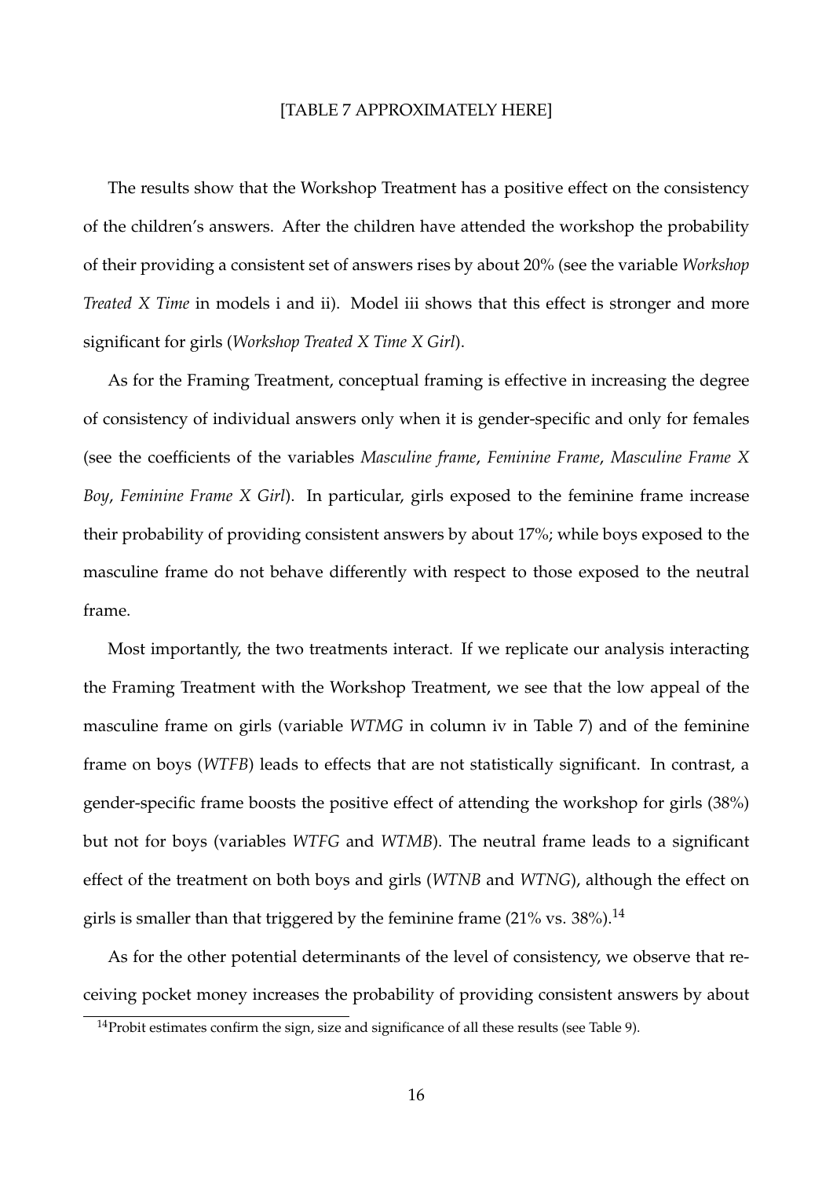[TABLE 7 APPROXIMATELY HERE]

The results show that the Workshop Treatment has a positive effect on the consistency of the children's answers. After the children have attended the workshop the probability of their providing a consistent set of answers rises by about 20% (see the variable *Workshop Treated X Time* in models i and ii). Model iii shows that this effect is stronger and more significant for girls (*Workshop Treated X Time X Girl*).

As for the Framing Treatment, conceptual framing is effective in increasing the degree of consistency of individual answers only when it is gender-specific and only for females (see the coefficients of the variables *Masculine frame*, *Feminine Frame*, *Masculine Frame X Boy*, *Feminine Frame X Girl*). In particular, girls exposed to the feminine frame increase their probability of providing consistent answers by about 17%; while boys exposed to the masculine frame do not behave differently with respect to those exposed to the neutral frame.

Most importantly, the two treatments interact. If we replicate our analysis interacting the Framing Treatment with the Workshop Treatment, we see that the low appeal of the masculine frame on girls (variable *WTMG* in column iv in Table 7) and of the feminine frame on boys (*WTFB*) leads to effects that are not statistically significant. In contrast, a gender-specific frame boosts the positive effect of attending the workshop for girls (38%) but not for boys (variables *WTFG* and *WTMB*). The neutral frame leads to a significant effect of the treatment on both boys and girls (*WTNB* and *WTNG*), although the effect on girls is smaller than that triggered by the feminine frame (21% vs. 38%).[14]

As for the other potential determinants of the level of consistency, we observe that receiving pocket money increases the probability of providing consistent answers by about

[14] Probit estimates confirm the sign, size and significance of all these results (see Table 9).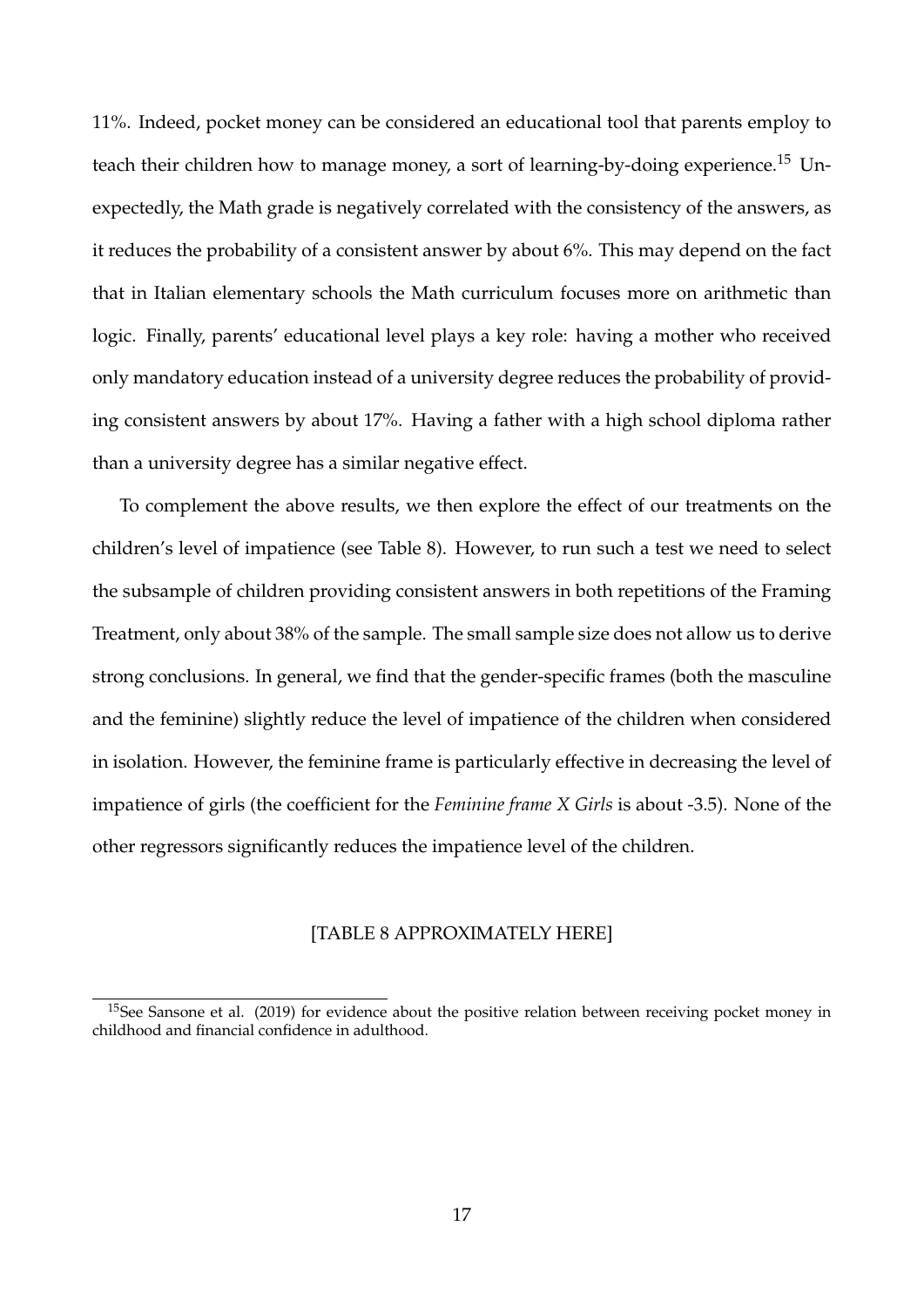11%. Indeed, pocket money can be considered an educational tool that parents employ to teach their children how to manage money, a sort of learning-by-doing experience.[15] Unexpectedly, the Math grade is negatively correlated with the consistency of the answers, as it reduces the probability of a consistent answer by about 6%. This may depend on the fact that in Italian elementary schools the Math curriculum focuses more on arithmetic than logic. Finally, parents' educational level plays a key role: having a mother who received only mandatory education instead of a university degree reduces the probability of providing consistent answers by about 17%. Having a father with a high school diploma rather than a university degree has a similar negative effect.

To complement the above results, we then explore the effect of our treatments on the children's level of impatience (see Table 8). However, to run such a test we need to select the subsample of children providing consistent answers in both repetitions of the Framing Treatment, only about 38% of the sample. The small sample size does not allow us to derive strong conclusions. In general, we find that the gender-specific frames (both the masculine and the feminine) slightly reduce the level of impatience of the children when considered in isolation. However, the feminine frame is particularly effective in decreasing the level of impatience of girls (the coefficient for the *Feminine frame X Girls* is about -3.5). None of the other regressors significantly reduces the impatience level of the children.

[TABLE 8 APPROXIMATELY HERE]

[15] See Sansone et al. (2019) for evidence about the positive relation between receiving pocket money in childhood and financial confidence in adulthood.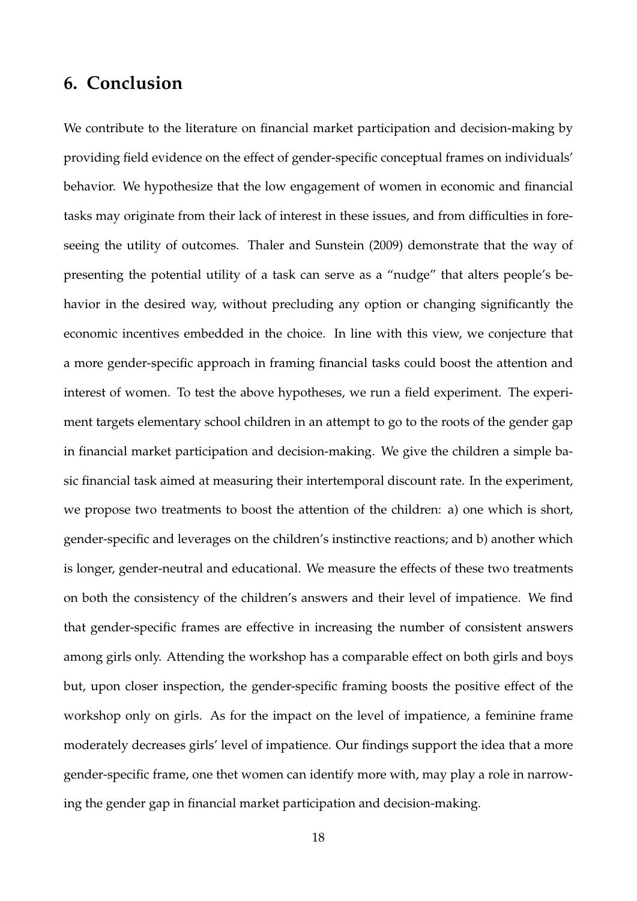## 6. Conclusion

We contribute to the literature on financial market participation and decision-making by providing field evidence on the effect of gender-specific conceptual frames on individuals' behavior. We hypothesize that the low engagement of women in economic and financial tasks may originate from their lack of interest in these issues, and from difficulties in foreseeing the utility of outcomes. Thaler and Sunstein (2009) demonstrate that the way of presenting the potential utility of a task can serve as a "nudge" that alters people's behavior in the desired way, without precluding any option or changing significantly the economic incentives embedded in the choice. In line with this view, we conjecture that a more gender-specific approach in framing financial tasks could boost the attention and interest of women. To test the above hypotheses, we run a field experiment. The experiment targets elementary school children in an attempt to go to the roots of the gender gap in financial market participation and decision-making. We give the children a simple basic financial task aimed at measuring their intertemporal discount rate. In the experiment, we propose two treatments to boost the attention of the children: a) one which is short, gender-specific and leverages on the children's instinctive reactions; and b) another which is longer, gender-neutral and educational. We measure the effects of these two treatments on both the consistency of the children's answers and their level of impatience. We find that gender-specific frames are effective in increasing the number of consistent answers among girls only. Attending the workshop has a comparable effect on both girls and boys but, upon closer inspection, the gender-specific framing boosts the positive effect of the workshop only on girls. As for the impact on the level of impatience, a feminine frame moderately decreases girls' level of impatience. Our findings support the idea that a more gender-specific frame, one thet women can identify more with, may play a role in narrowing the gender gap in financial market participation and decision-making.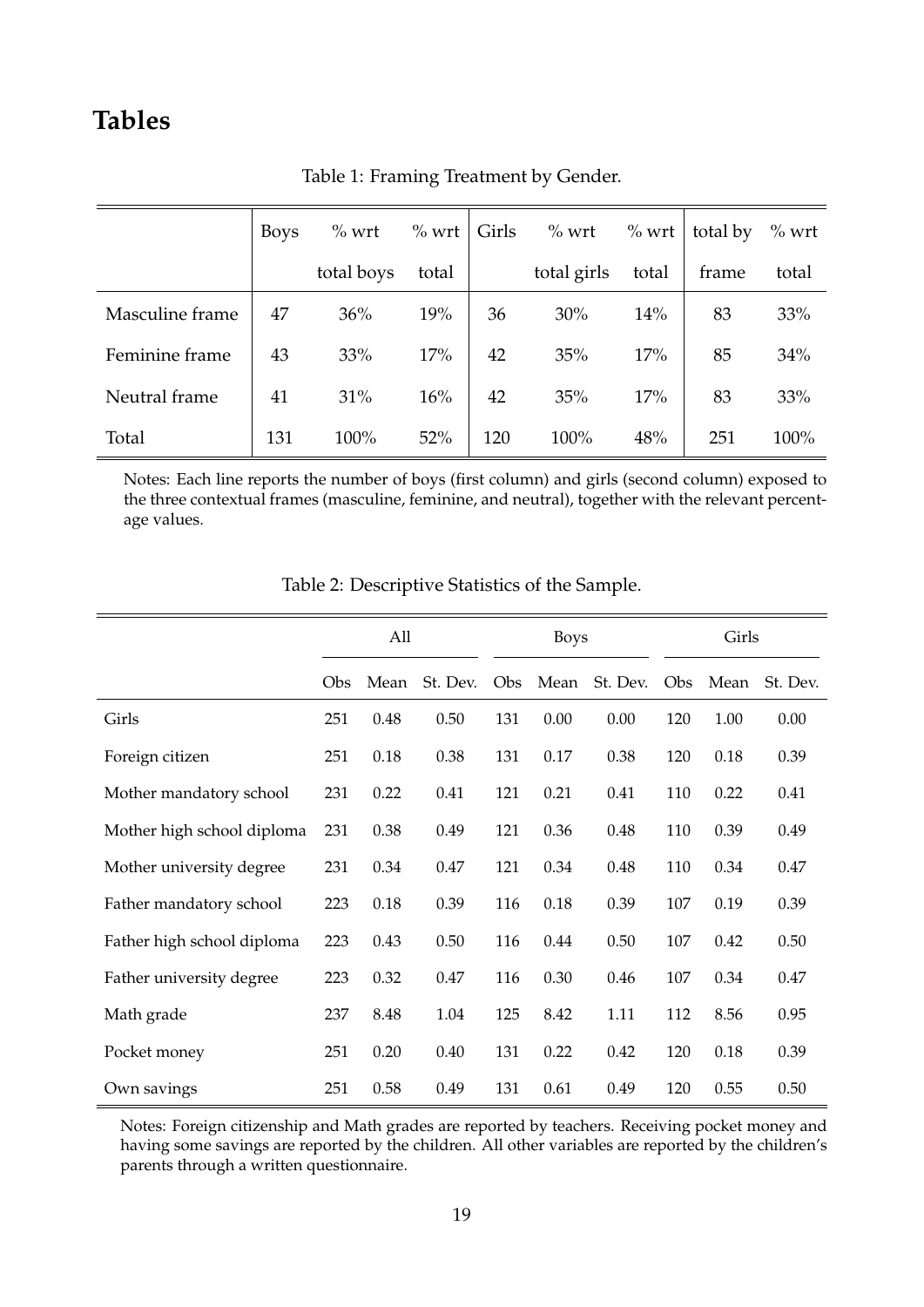# Tables

Table 1: Framing Treatment by Gender.

| | Boys | % wrt total boys | % wrt total | Girls | % wrt total girls | % wrt total | total by frame | % wrt total |
|---|---|---|---|---|---|---|---|---|
| Masculine frame | 47 | 36% | 19% | 36 | 30% | 14% | 83 | 33% |
| Feminine frame | 43 | 33% | 17% | 42 | 35% | 17% | 85 | 34% |
| Neutral frame | 41 | 31% | 16% | 42 | 35% | 17% | 83 | 33% |
| Total | 131 | 100% | 52% | 120 | 100% | 48% | 251 | 100% |

Notes: Each line reports the number of boys (first column) and girls (second column) exposed to the three contextual frames (masculine, feminine, and neutral), together with the relevant percentage values.

Table 2: Descriptive Statistics of the Sample.

| | All | | | Boys | | | Girls | | |
|---|---|---|---|---|---|---|---|---|---|
| | Obs | Mean | St. Dev. | Obs | Mean | St. Dev. | Obs | Mean | St. Dev. |
| Girls | 251 | 0.48 | 0.50 | 131 | 0.00 | 0.00 | 120 | 1.00 | 0.00 |
| Foreign citizen | 251 | 0.18 | 0.38 | 131 | 0.17 | 0.38 | 120 | 0.18 | 0.39 |
| Mother mandatory school | 231 | 0.22 | 0.41 | 121 | 0.21 | 0.41 | 110 | 0.22 | 0.41 |
| Mother high school diploma | 231 | 0.38 | 0.49 | 121 | 0.36 | 0.48 | 110 | 0.39 | 0.49 |
| Mother university degree | 231 | 0.34 | 0.47 | 121 | 0.34 | 0.48 | 110 | 0.34 | 0.47 |
| Father mandatory school | 223 | 0.18 | 0.39 | 116 | 0.18 | 0.39 | 107 | 0.19 | 0.39 |
| Father high school diploma | 223 | 0.43 | 0.50 | 116 | 0.44 | 0.50 | 107 | 0.42 | 0.50 |
| Father university degree | 223 | 0.32 | 0.47 | 116 | 0.30 | 0.46 | 107 | 0.34 | 0.47 |
| Math grade | 237 | 8.48 | 1.04 | 125 | 8.42 | 1.11 | 112 | 8.56 | 0.95 |
| Pocket money | 251 | 0.20 | 0.40 | 131 | 0.22 | 0.42 | 120 | 0.18 | 0.39 |
| Own savings | 251 | 0.58 | 0.49 | 131 | 0.61 | 0.49 | 120 | 0.55 | 0.50 |

Notes: Foreign citizenship and Math grades are reported by teachers. Receiving pocket money and having some savings are reported by the children. All other variables are reported by the children's parents through a written questionnaire.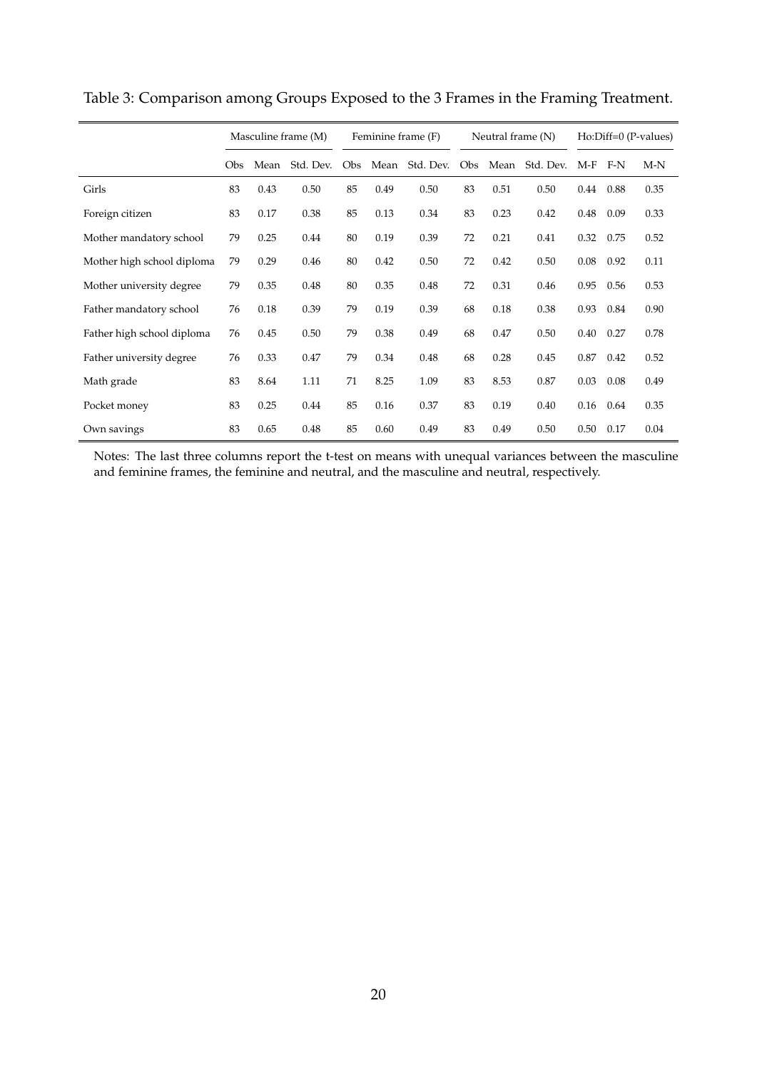Table 3: Comparison among Groups Exposed to the 3 Frames in the Framing Treatment.

| | Masculine frame (M) | | | Feminine frame (F) | | | Neutral frame (N) | | | Ho:Diff=0 (P-values) | | |
|---|---|---|---|---|---|---|---|---|---|---|---|---|
| | Obs | Mean | Std. Dev. | Obs | Mean | Std. Dev. | Obs | Mean | Std. Dev. | M-F | F-N | M-N |
| Girls | 83 | 0.43 | 0.50 | 85 | 0.49 | 0.50 | 83 | 0.51 | 0.50 | 0.44 | 0.88 | 0.35 |
| Foreign citizen | 83 | 0.17 | 0.38 | 85 | 0.13 | 0.34 | 83 | 0.23 | 0.42 | 0.48 | 0.09 | 0.33 |
| Mother mandatory school | 79 | 0.25 | 0.44 | 80 | 0.19 | 0.39 | 72 | 0.21 | 0.41 | 0.32 | 0.75 | 0.52 |
| Mother high school diploma | 79 | 0.29 | 0.46 | 80 | 0.42 | 0.50 | 72 | 0.42 | 0.50 | 0.08 | 0.92 | 0.11 |
| Mother university degree | 79 | 0.35 | 0.48 | 80 | 0.35 | 0.48 | 72 | 0.31 | 0.46 | 0.95 | 0.56 | 0.53 |
| Father mandatory school | 76 | 0.18 | 0.39 | 79 | 0.19 | 0.39 | 68 | 0.18 | 0.38 | 0.93 | 0.84 | 0.90 |
| Father high school diploma | 76 | 0.45 | 0.50 | 79 | 0.38 | 0.49 | 68 | 0.47 | 0.50 | 0.40 | 0.27 | 0.78 |
| Father university degree | 76 | 0.33 | 0.47 | 79 | 0.34 | 0.48 | 68 | 0.28 | 0.45 | 0.87 | 0.42 | 0.52 |
| Math grade | 83 | 8.64 | 1.11 | 71 | 8.25 | 1.09 | 83 | 8.53 | 0.87 | 0.03 | 0.08 | 0.49 |
| Pocket money | 83 | 0.25 | 0.44 | 85 | 0.16 | 0.37 | 83 | 0.19 | 0.40 | 0.16 | 0.64 | 0.35 |
| Own savings | 83 | 0.65 | 0.48 | 85 | 0.60 | 0.49 | 83 | 0.49 | 0.50 | 0.50 | 0.17 | 0.04 |

Notes: The last three columns report the t-test on means with unequal variances between the masculine and feminine frames, the feminine and neutral, and the masculine and neutral, respectively.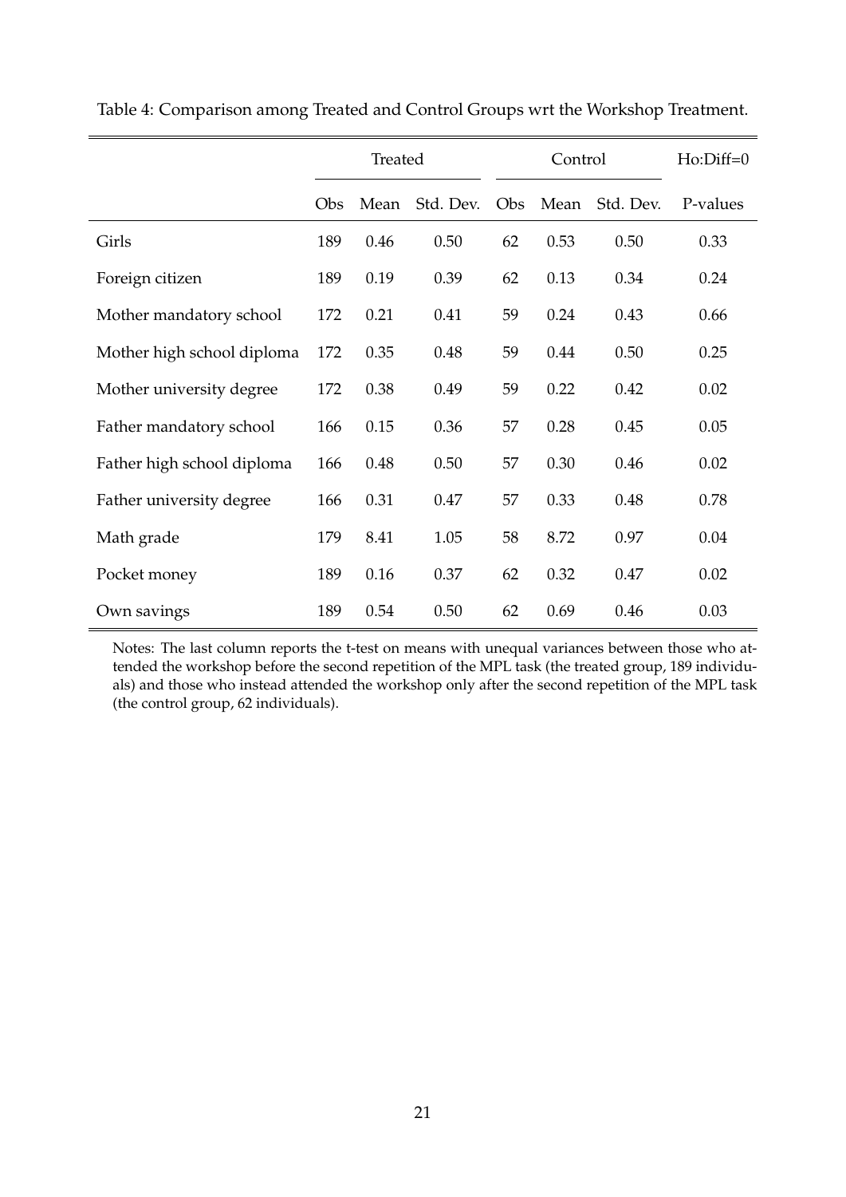Table 4: Comparison among Treated and Control Groups wrt the Workshop Treatment.

| | Treated | | | Control | | | Ho:Diff=0 |
|---|---|---|---|---|---|---|---|
| | Obs | Mean | Std. Dev. | Obs | Mean | Std. Dev. | P-values |
| Girls | 189 | 0.46 | 0.50 | 62 | 0.53 | 0.50 | 0.33 |
| Foreign citizen | 189 | 0.19 | 0.39 | 62 | 0.13 | 0.34 | 0.24 |
| Mother mandatory school | 172 | 0.21 | 0.41 | 59 | 0.24 | 0.43 | 0.66 |
| Mother high school diploma | 172 | 0.35 | 0.48 | 59 | 0.44 | 0.50 | 0.25 |
| Mother university degree | 172 | 0.38 | 0.49 | 59 | 0.22 | 0.42 | 0.02 |
| Father mandatory school | 166 | 0.15 | 0.36 | 57 | 0.28 | 0.45 | 0.05 |
| Father high school diploma | 166 | 0.48 | 0.50 | 57 | 0.30 | 0.46 | 0.02 |
| Father university degree | 166 | 0.31 | 0.47 | 57 | 0.33 | 0.48 | 0.78 |
| Math grade | 179 | 8.41 | 1.05 | 58 | 8.72 | 0.97 | 0.04 |
| Pocket money | 189 | 0.16 | 0.37 | 62 | 0.32 | 0.47 | 0.02 |
| Own savings | 189 | 0.54 | 0.50 | 62 | 0.69 | 0.46 | 0.03 |

Notes: The last column reports the t-test on means with unequal variances between those who attended the workshop before the second repetition of the MPL task (the treated group, 189 individuals) and those who instead attended the workshop only after the second repetition of the MPL task (the control group, 62 individuals).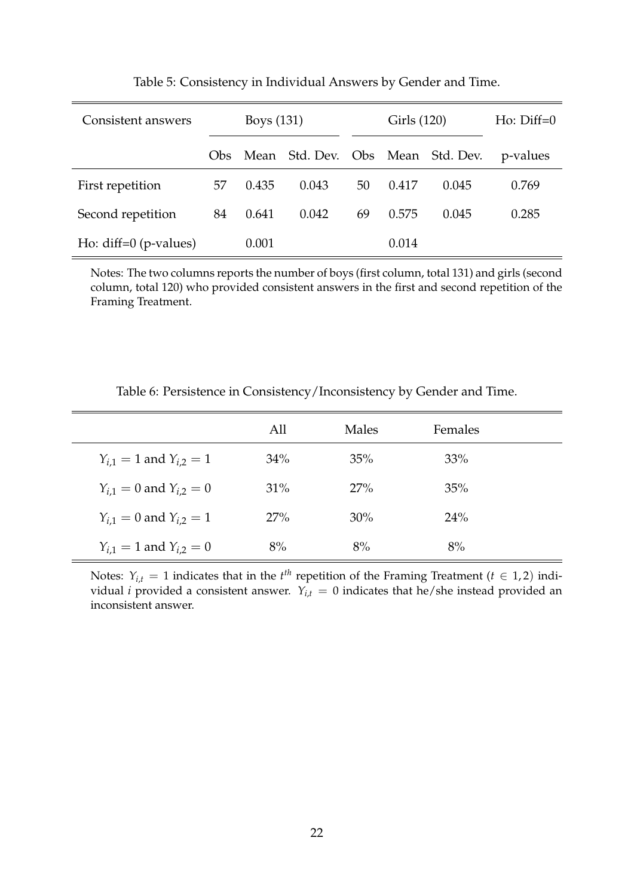Table 5: Consistency in Individual Answers by Gender and Time.

| Consistent answers | Boys (131) | | | Girls (120) | | | Ho: Diff=0 |
|---|---|---|---|---|---|---|---|
| | Obs | Mean | Std. Dev. | Obs | Mean | Std. Dev. | p-values |
| First repetition | 57 | 0.435 | 0.043 | 50 | 0.417 | 0.045 | 0.769 |
| Second repetition | 84 | 0.641 | 0.042 | 69 | 0.575 | 0.045 | 0.285 |
| Ho: diff=0 (p-values) | | 0.001 | | | 0.014 | | |

Notes: The two columns reports the number of boys (first column, total 131) and girls (second column, total 120) who provided consistent answers in the first and second repetition of the Framing Treatment.

Table 6: Persistence in Consistency/Inconsistency by Gender and Time.

| | All | Males | Females |
|---|---|---|---|
| $Y_{i,1} = 1$ and $Y_{i,2} = 1$ | 34% | 35% | 33% |
| $Y_{i,1} = 0$ and $Y_{i,2} = 0$ | 31% | 27% | 35% |
| $Y_{i,1} = 0$ and $Y_{i,2} = 1$ | 27% | 30% | 24% |
| $Y_{i,1} = 1$ and $Y_{i,2} = 0$ | 8% | 8% | 8% |

Notes: $Y_{i,t} = 1$ indicates that in the $t^{th}$ repetition of the Framing Treatment ($t \in 1, 2$) individual $i$ provided a consistent answer. $Y_{i,t} = 0$ indicates that he/she instead provided an inconsistent answer.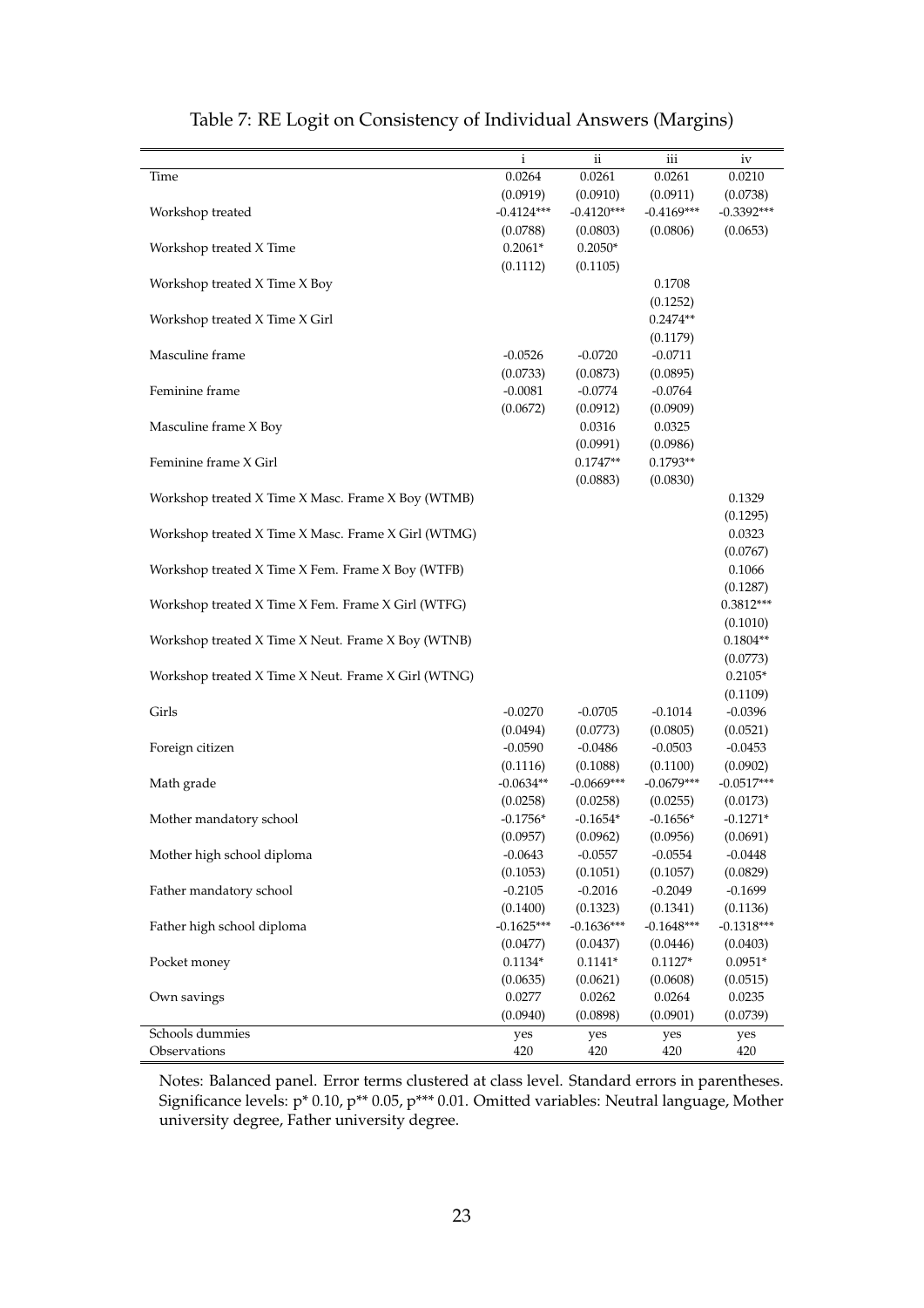Table 7: RE Logit on Consistency of Individual Answers (Margins)

| | i | ii | iii | iv |
|---|---|---|---|---|
| Time | 0.0264 | 0.0261 | 0.0261 | 0.0210 |
| | (0.0919) | (0.0910) | (0.0911) | (0.0738) |
| Workshop treated | -0.4124*** | -0.4120*** | -0.4169*** | -0.3392*** |
| | (0.0788) | (0.0803) | (0.0806) | (0.0653) |
| Workshop treated X Time | 0.2061* | 0.2050* | | |
| | (0.1112) | (0.1105) | | |
| Workshop treated X Time X Boy | | | 0.1708 | |
| | | | (0.1252) | |
| Workshop treated X Time X Girl | | | 0.2474** | |
| | | | (0.1179) | |
| Masculine frame | -0.0526 | -0.0720 | -0.0711 | |
| | (0.0733) | (0.0873) | (0.0895) | |
| Feminine frame | -0.0081 | -0.0774 | -0.0764 | |
| | (0.0672) | (0.0912) | (0.0909) | |
| Masculine frame X Boy | | 0.0316 | 0.0325 | |
| | | (0.0991) | (0.0986) | |
| Feminine frame X Girl | | 0.1747** | 0.1793** | |
| | | (0.0883) | (0.0830) | |
| Workshop treated X Time X Masc. Frame X Boy (WTMB) | | | | 0.1329 |
| | | | | (0.1295) |
| Workshop treated X Time X Masc. Frame X Girl (WTMG) | | | | 0.0323 |
| | | | | (0.0767) |
| Workshop treated X Time X Fem. Frame X Boy (WTFB) | | | | 0.1066 |
| | | | | (0.1287) |
| Workshop treated X Time X Fem. Frame X Girl (WTFG) | | | | 0.3812*** |
| | | | | (0.1010) |
| Workshop treated X Time X Neut. Frame X Boy (WTNB) | | | | 0.1804** |
| | | | | (0.0773) |
| Workshop treated X Time X Neut. Frame X Girl (WTNG) | | | | 0.2105* |
| | | | | (0.1109) |
| Girls | -0.0270 | -0.0705 | -0.1014 | -0.0396 |
| | (0.0494) | (0.0773) | (0.0805) | (0.0521) |
| Foreign citizen | -0.0590 | -0.0486 | -0.0503 | -0.0453 |
| | (0.1116) | (0.1088) | (0.1100) | (0.0902) |
| Math grade | -0.0634** | -0.0669*** | -0.0679*** | -0.0517*** |
| | (0.0258) | (0.0258) | (0.0255) | (0.0173) |
| Mother mandatory school | -0.1756* | -0.1654* | -0.1656* | -0.1271* |
| | (0.0957) | (0.0962) | (0.0956) | (0.0691) |
| Mother high school diploma | -0.0643 | -0.0557 | -0.0554 | -0.0448 |
| | (0.1053) | (0.1051) | (0.1057) | (0.0829) |
| Father mandatory school | -0.2105 | -0.2016 | -0.2049 | -0.1699 |
| | (0.1400) | (0.1323) | (0.1341) | (0.1136) |
| Father high school diploma | -0.1625*** | -0.1636*** | -0.1648*** | -0.1318*** |
| | (0.0477) | (0.0437) | (0.0446) | (0.0403) |
| Pocket money | 0.1134* | 0.1141* | 0.1127* | 0.0951* |
| | (0.0635) | (0.0621) | (0.0608) | (0.0515) |
| Own savings | 0.0277 | 0.0262 | 0.0264 | 0.0235 |
| | (0.0940) | (0.0898) | (0.0901) | (0.0739) |
| Schools dummies | yes | yes | yes | yes |
| Observations | 420 | 420 | 420 | 420 |

Notes: Balanced panel. Error terms clustered at class level. Standard errors in parentheses. Significance levels: p* 0.10, p** 0.05, p*** 0.01. Omitted variables: Neutral language, Mother university degree, Father university degree.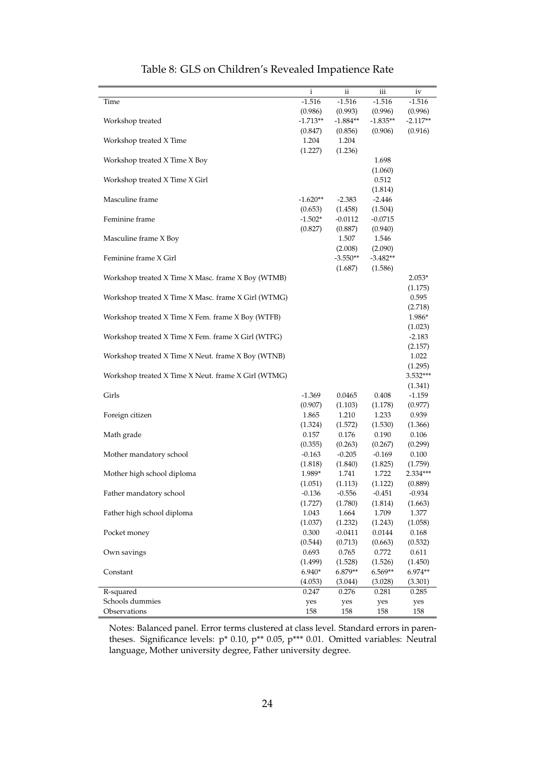Table 8: GLS on Children's Revealed Impatience Rate

| | i | ii | iii | iv |
|---|---|---|---|---|
| Time | -1.516 | -1.516 | -1.516 | -1.516 |
| | (0.986) | (0.993) | (0.996) | (0.996) |
| Workshop treated | -1.713** | -1.884** | -1.835** | -2.117** |
| | (0.847) | (0.856) | (0.906) | (0.916) |
| Workshop treated X Time | 1.204 | 1.204 | | |
| | (1.227) | (1.236) | | |
| Workshop treated X Time X Boy | | | 1.698 | |
| | | | (1.060) | |
| Workshop treated X Time X Girl | | | 0.512 | |
| | | | (1.814) | |
| Masculine frame | -1.620** | -2.383 | -2.446 | |
| | (0.653) | (1.458) | (1.504) | |
| Feminine frame | -1.502* | -0.0112 | -0.0715 | |
| | (0.827) | (0.887) | (0.940) | |
| Masculine frame X Boy | | 1.507 | 1.546 | |
| | | (2.008) | (2.090) | |
| Feminine frame X Girl | | -3.550** | -3.482** | |
| | | (1.687) | (1.586) | |
| Workshop treated X Time X Masc. frame X Boy (WTMB) | | | | 2.053* |
| | | | | (1.175) |
| Workshop treated X Time X Masc. frame X Girl (WTMG) | | | | 0.595 |
| | | | | (2.718) |
| Workshop treated X Time X Fem. frame X Boy (WTFB) | | | | 1.986* |
| | | | | (1.023) |
| Workshop treated X Time X Fem. frame X Girl (WTFG) | | | | -2.183 |
| | | | | (2.157) |
| Workshop treated X Time X Neut. frame X Boy (WTNB) | | | | 1.022 |
| | | | | (1.295) |
| Workshop treated X Time X Neut. frame X Girl (WTMG) | | | | 3.532*** |
| | | | | (1.341) |
| Girls | -1.369 | 0.0465 | 0.408 | -1.159 |
| | (0.907) | (1.103) | (1.178) | (0.977) |
| Foreign citizen | 1.865 | 1.210 | 1.233 | 0.939 |
| | (1.324) | (1.572) | (1.530) | (1.366) |
| Math grade | 0.157 | 0.176 | 0.190 | 0.106 |
| | (0.355) | (0.263) | (0.267) | (0.299) |
| Mother mandatory school | -0.163 | -0.205 | -0.169 | 0.100 |
| | (1.818) | (1.840) | (1.825) | (1.759) |
| Mother high school diploma | 1.989* | 1.741 | 1.722 | 2.334*** |
| | (1.051) | (1.113) | (1.122) | (0.889) |
| Father mandatory school | -0.136 | -0.556 | -0.451 | -0.934 |
| | (1.727) | (1.780) | (1.814) | (1.663) |
| Father high school diploma | 1.043 | 1.664 | 1.709 | 1.377 |
| | (1.037) | (1.232) | (1.243) | (1.058) |
| Pocket money | 0.300 | -0.0411 | 0.0144 | 0.168 |
| | (0.544) | (0.713) | (0.663) | (0.532) |
| Own savings | 0.693 | 0.765 | 0.772 | 0.611 |
| | (1.499) | (1.528) | (1.526) | (1.450) |
| Constant | 6.940* | 6.879** | 6.569** | 6.974** |
| | (4.053) | (3.044) | (3.028) | (3.301) |
| R-squared | 0.247 | 0.276 | 0.281 | 0.285 |
| Schools dummies | yes | yes | yes | yes |
| Observations | 158 | 158 | 158 | 158 |

Notes: Balanced panel. Error terms clustered at class level. Standard errors in parentheses. Significance levels: p* 0.10, p** 0.05, p*** 0.01. Omitted variables: Neutral language, Mother university degree, Father university degree.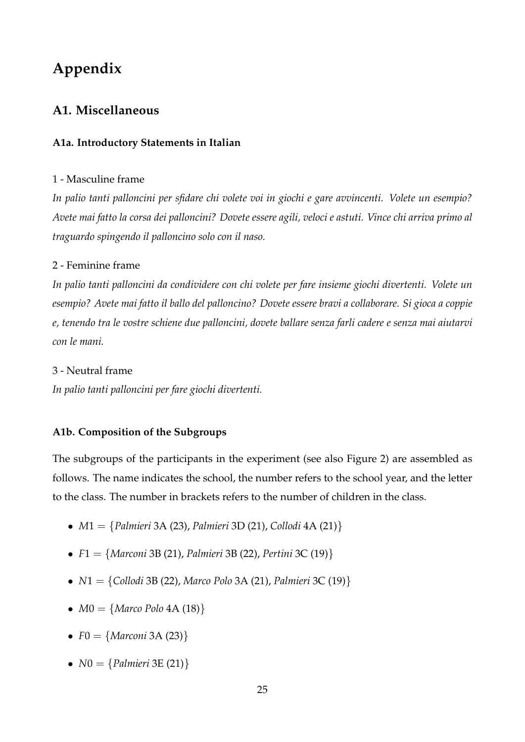# Appendix

## A1. Miscellaneous

### A1a. Introductory Statements in Italian

1 - Masculine frame

*In palio tanti palloncini per sfidare chi volete voi in giochi e gare avvincenti. Volete un esempio? Avete mai fatto la corsa dei palloncini? Dovete essere agili, veloci e astuti. Vince chi arriva primo al traguardo spingendo il palloncino solo con il naso.*

2 - Feminine frame

*In palio tanti palloncini da condividere con chi volete per fare insieme giochi divertenti. Volete un esempio? Avete mai fatto il ballo del palloncino? Dovete essere bravi a collaborare. Si gioca a coppie e, tenendo tra le vostre schiene due palloncini, dovete ballare senza farli cadere e senza mai aiutarvi con le mani.*

3 - Neutral frame

*In palio tanti palloncini per fare giochi divertenti.*

### A1b. Composition of the Subgroups

The subgroups of the participants in the experiment (see also Figure 2) are assembled as follows. The name indicates the school, the number refers to the school year, and the letter to the class. The number in brackets refers to the number of children in the class.

- $M1 = \{$*Palmieri* 3A (23), *Palmieri* 3D (21), *Collodi* 4A (21)$\}$
- $F1 = \{$*Marconi* 3B (21), *Palmieri* 3B (22), *Pertini* 3C (19)$\}$
- $N1 = \{$*Collodi* 3B (22), *Marco Polo* 3A (21), *Palmieri* 3C (19)$\}$
- $M0 = \{$*Marco Polo* 4A (18)$\}$
- $F0 = \{$*Marconi* 3A (23)$\}$
- $N0 = \{$*Palmieri* 3E (21)$\}$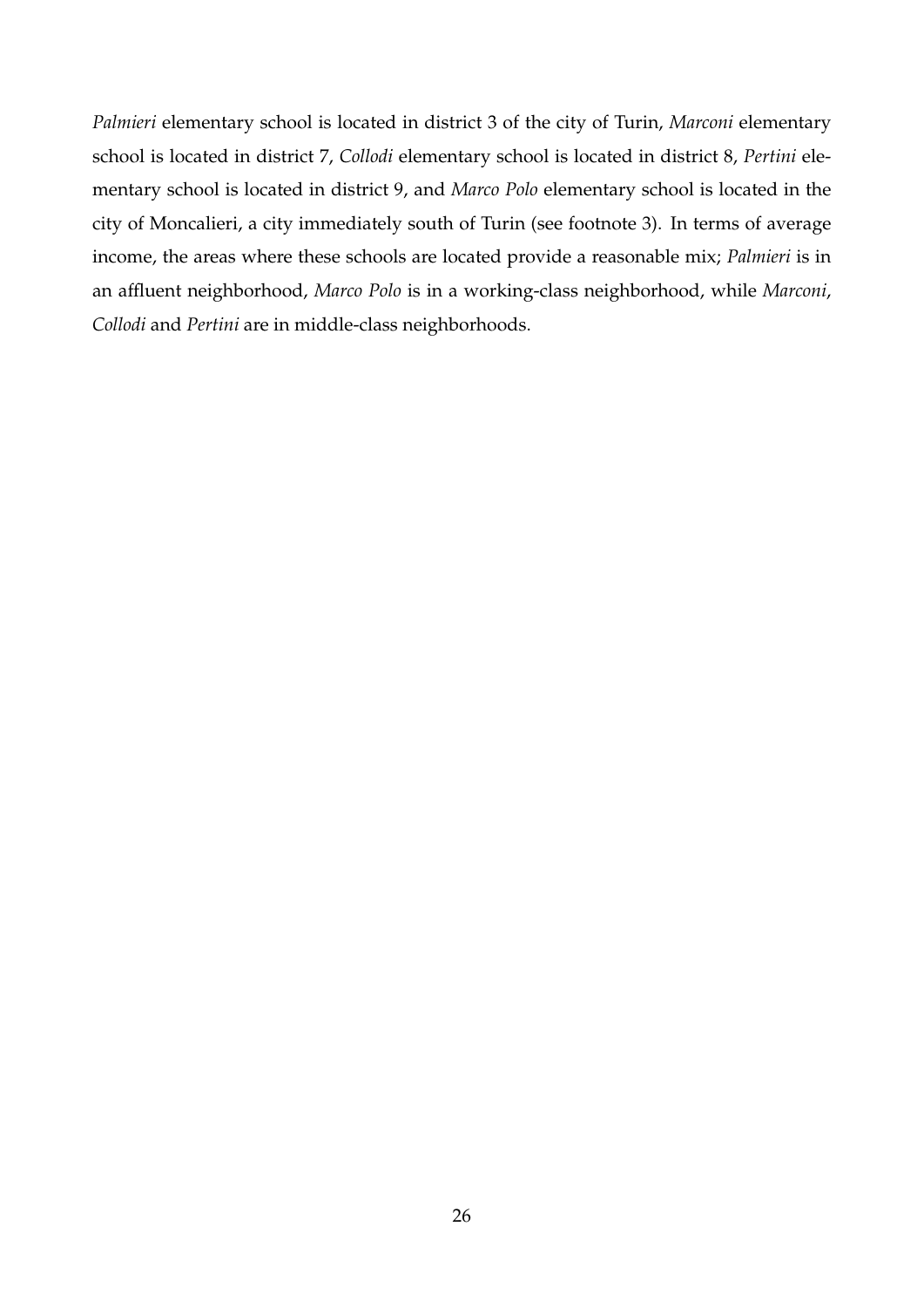*Palmieri* elementary school is located in district 3 of the city of Turin, *Marconi* elementary school is located in district 7, *Collodi* elementary school is located in district 8, *Pertini* elementary school is located in district 9, and *Marco Polo* elementary school is located in the city of Moncalieri, a city immediately south of Turin (see footnote 3). In terms of average income, the areas where these schools are located provide a reasonable mix; *Palmieri* is in an affluent neighborhood, *Marco Polo* is in a working-class neighborhood, while *Marconi*, *Collodi* and *Pertini* are in middle-class neighborhoods.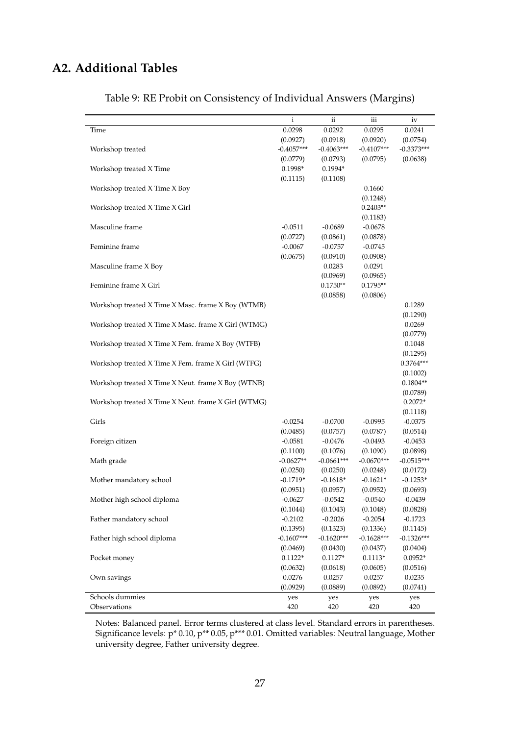## A2. Additional Tables

Table 9: RE Probit on Consistency of Individual Answers (Margins)

| | i | ii | iii | iv |
|---|---|---|---|---|
| Time | 0.0298 | 0.0292 | 0.0295 | 0.0241 |
| | (0.0927) | (0.0918) | (0.0920) | (0.0754) |
| Workshop treated | -0.4057*** | -0.4063*** | -0.4107*** | -0.3373*** |
| | (0.0779) | (0.0793) | (0.0795) | (0.0638) |
| Workshop treated X Time | 0.1998* | 0.1994* | | |
| | (0.1115) | (0.1108) | | |
| Workshop treated X Time X Boy | | | 0.1660 | |
| | | | (0.1248) | |
| Workshop treated X Time X Girl | | | 0.2403** | |
| | | | (0.1183) | |
| Masculine frame | -0.0511 | -0.0689 | -0.0678 | |
| | (0.0727) | (0.0861) | (0.0878) | |
| Feminine frame | -0.0067 | -0.0757 | -0.0745 | |
| | (0.0675) | (0.0910) | (0.0908) | |
| Masculine frame X Boy | | 0.0283 | 0.0291 | |
| | | (0.0969) | (0.0965) | |
| Feminine frame X Girl | | 0.1750** | 0.1795** | |
| | | (0.0858) | (0.0806) | |
| Workshop treated X Time X Masc. frame X Boy (WTMB) | | | | 0.1289 |
| | | | | (0.1290) |
| Workshop treated X Time X Masc. frame X Girl (WTMG) | | | | 0.0269 |
| | | | | (0.0779) |
| Workshop treated X Time X Fem. frame X Boy (WTFB) | | | | 0.1048 |
| | | | | (0.1295) |
| Workshop treated X Time X Fem. frame X Girl (WTFG) | | | | 0.3764*** |
| | | | | (0.1002) |
| Workshop treated X Time X Neut. frame X Boy (WTNB) | | | | 0.1804** |
| | | | | (0.0789) |
| Workshop treated X Time X Neut. frame X Girl (WTMG) | | | | 0.2072* |
| | | | | (0.1118) |
| Girls | -0.0254 | -0.0700 | -0.0995 | -0.0375 |
| | (0.0485) | (0.0757) | (0.0787) | (0.0514) |
| Foreign citizen | -0.0581 | -0.0476 | -0.0493 | -0.0453 |
| | (0.1100) | (0.1076) | (0.1090) | (0.0898) |
| Math grade | -0.0627** | -0.0661*** | -0.0670*** | -0.0515*** |
| | (0.0250) | (0.0250) | (0.0248) | (0.0172) |
| Mother mandatory school | -0.1719* | -0.1618* | -0.1621* | -0.1253* |
| | (0.0951) | (0.0957) | (0.0952) | (0.0693) |
| Mother high school diploma | -0.0627 | -0.0542 | -0.0540 | -0.0439 |
| | (0.1044) | (0.1043) | (0.1048) | (0.0828) |
| Father mandatory school | -0.2102 | -0.2026 | -0.2054 | -0.1723 |
| | (0.1395) | (0.1323) | (0.1336) | (0.1145) |
| Father high school diploma | -0.1607*** | -0.1620*** | -0.1628*** | -0.1326*** |
| | (0.0469) | (0.0430) | (0.0437) | (0.0404) |
| Pocket money | 0.1122* | 0.1127* | 0.1113* | 0.0952* |
| | (0.0632) | (0.0618) | (0.0605) | (0.0516) |
| Own savings | 0.0276 | 0.0257 | 0.0257 | 0.0235 |
| | (0.0929) | (0.0889) | (0.0892) | (0.0741) |
| Schools dummies | yes | yes | yes | yes |
| Observations | 420 | 420 | 420 | 420 |

Notes: Balanced panel. Error terms clustered at class level. Standard errors in parentheses. Significance levels: p* 0.10, p** 0.05, p*** 0.01. Omitted variables: Neutral language, Mother university degree, Father university degree.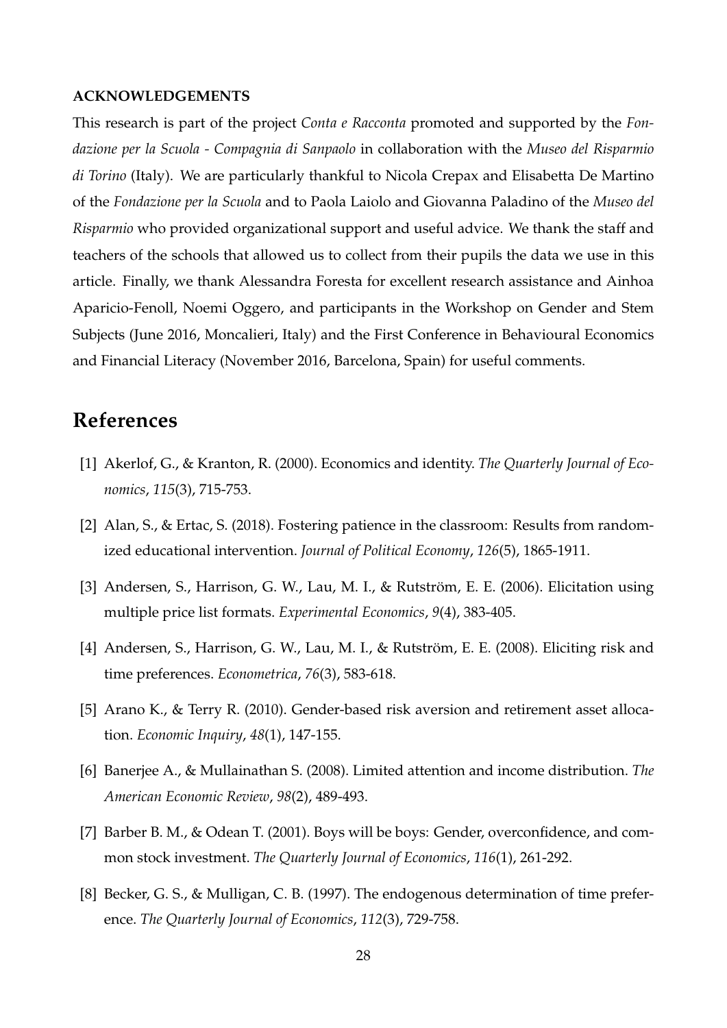**ACKNOWLEDGEMENTS**

This research is part of the project *Conta e Racconta* promoted and supported by the *Fondazione per la Scuola - Compagnia di Sanpaolo* in collaboration with the *Museo del Risparmio di Torino* (Italy). We are particularly thankful to Nicola Crepax and Elisabetta De Martino of the *Fondazione per la Scuola* and to Paola Laiolo and Giovanna Paladino of the *Museo del Risparmio* who provided organizational support and useful advice. We thank the staff and teachers of the schools that allowed us to collect from their pupils the data we use in this article. Finally, we thank Alessandra Foresta for excellent research assistance and Ainhoa Aparicio-Fenoll, Noemi Oggero, and participants in the Workshop on Gender and Stem Subjects (June 2016, Moncalieri, Italy) and the First Conference in Behavioural Economics and Financial Literacy (November 2016, Barcelona, Spain) for useful comments.

# References

[1] Akerlof, G., & Kranton, R. (2000). Economics and identity. *The Quarterly Journal of Economics*, *115*(3), 715-753.

[2] Alan, S., & Ertac, S. (2018). Fostering patience in the classroom: Results from randomized educational intervention. *Journal of Political Economy*, *126*(5), 1865-1911.

[3] Andersen, S., Harrison, G. W., Lau, M. I., & Rutström, E. E. (2006). Elicitation using multiple price list formats. *Experimental Economics*, *9*(4), 383-405.

[4] Andersen, S., Harrison, G. W., Lau, M. I., & Rutström, E. E. (2008). Eliciting risk and time preferences. *Econometrica*, *76*(3), 583-618.

[5] Arano K., & Terry R. (2010). Gender-based risk aversion and retirement asset allocation. *Economic Inquiry*, *48*(1), 147-155.

[6] Banerjee A., & Mullainathan S. (2008). Limited attention and income distribution. *The American Economic Review*, *98*(2), 489-493.

[7] Barber B. M., & Odean T. (2001). Boys will be boys: Gender, overconfidence, and common stock investment. *The Quarterly Journal of Economics*, *116*(1), 261-292.

[8] Becker, G. S., & Mulligan, C. B. (1997). The endogenous determination of time preference. *The Quarterly Journal of Economics*, *112*(3), 729-758.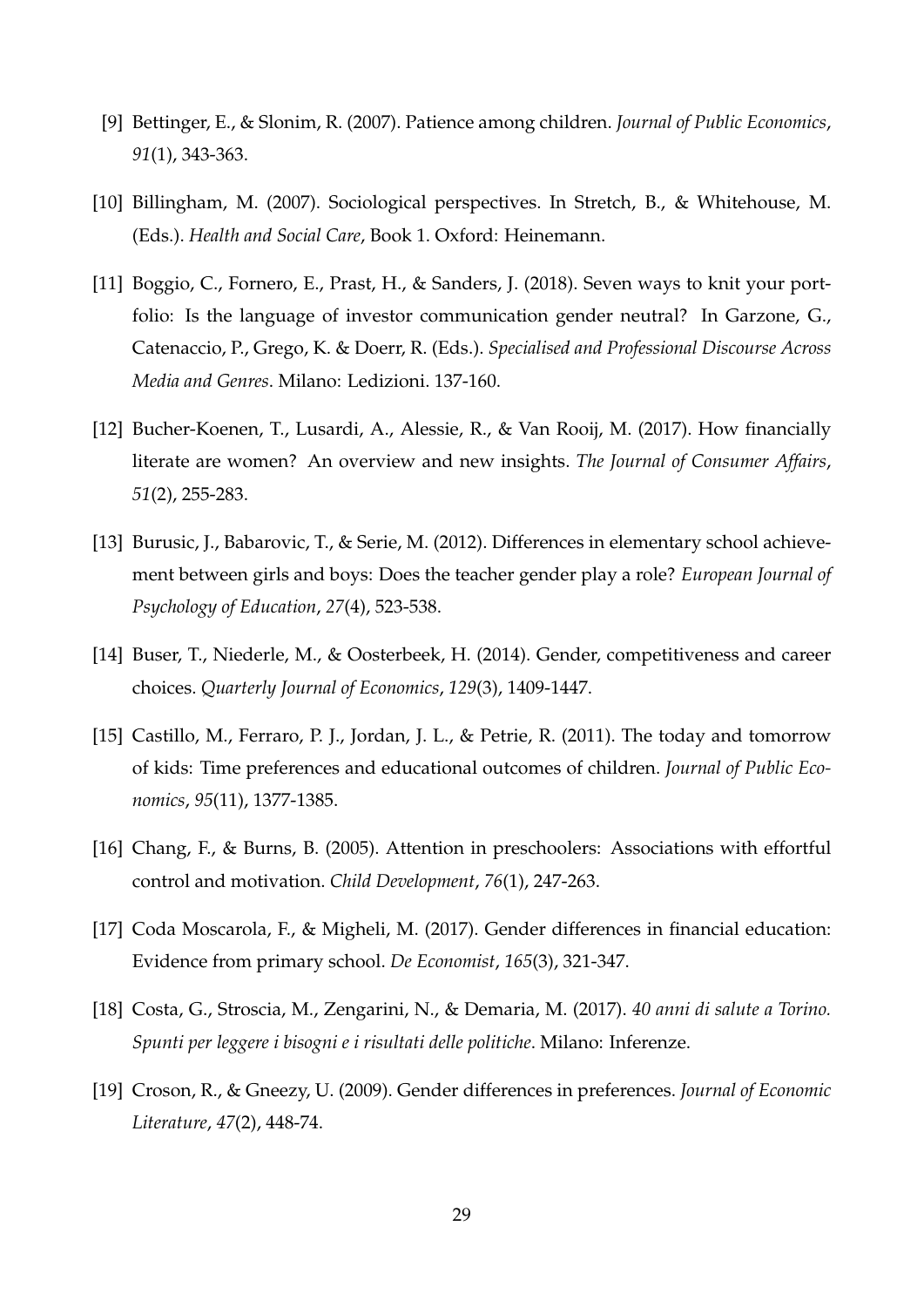[9] Bettinger, E., & Slonim, R. (2007). Patience among children. *Journal of Public Economics*, *91*(1), 343-363.

[10] Billingham, M. (2007). Sociological perspectives. In Stretch, B., & Whitehouse, M. (Eds.). *Health and Social Care*, Book 1. Oxford: Heinemann.

[11] Boggio, C., Fornero, E., Prast, H., & Sanders, J. (2018). Seven ways to knit your portfolio: Is the language of investor communication gender neutral? In Garzone, G., Catenaccio, P., Grego, K. & Doerr, R. (Eds.). *Specialised and Professional Discourse Across Media and Genres*. Milano: Ledizioni. 137-160.

[12] Bucher-Koenen, T., Lusardi, A., Alessie, R., & Van Rooij, M. (2017). How financially literate are women? An overview and new insights. *The Journal of Consumer Affairs*, *51*(2), 255-283.

[13] Burusic, J., Babarovic, T., & Serie, M. (2012). Differences in elementary school achievement between girls and boys: Does the teacher gender play a role? *European Journal of Psychology of Education*, *27*(4), 523-538.

[14] Buser, T., Niederle, M., & Oosterbeek, H. (2014). Gender, competitiveness and career choices. *Quarterly Journal of Economics*, *129*(3), 1409-1447.

[15] Castillo, M., Ferraro, P. J., Jordan, J. L., & Petrie, R. (2011). The today and tomorrow of kids: Time preferences and educational outcomes of children. *Journal of Public Economics*, *95*(11), 1377-1385.

[16] Chang, F., & Burns, B. (2005). Attention in preschoolers: Associations with effortful control and motivation. *Child Development*, *76*(1), 247-263.

[17] Coda Moscarola, F., & Migheli, M. (2017). Gender differences in financial education: Evidence from primary school. *De Economist*, *165*(3), 321-347.

[18] Costa, G., Stroscia, M., Zengarini, N., & Demaria, M. (2017). *40 anni di salute a Torino. Spunti per leggere i bisogni e i risultati delle politiche*. Milano: Inferenze.

[19] Croson, R., & Gneezy, U. (2009). Gender differences in preferences. *Journal of Economic Literature*, *47*(2), 448-74.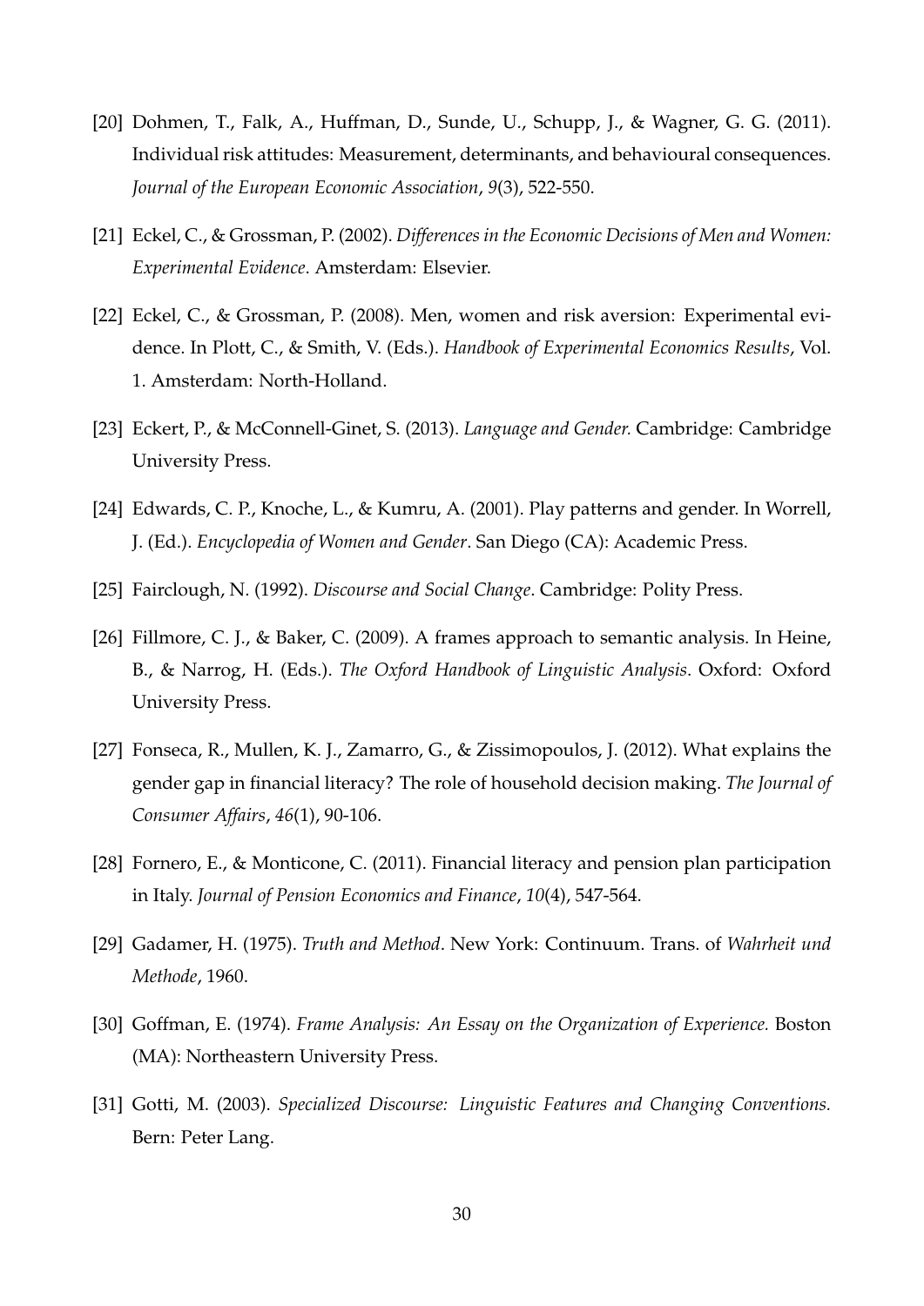[20] Dohmen, T., Falk, A., Huffman, D., Sunde, U., Schupp, J., & Wagner, G. G. (2011). Individual risk attitudes: Measurement, determinants, and behavioural consequences. *Journal of the European Economic Association*, *9*(3), 522-550.

[21] Eckel, C., & Grossman, P. (2002). *Differences in the Economic Decisions of Men and Women: Experimental Evidence*. Amsterdam: Elsevier.

[22] Eckel, C., & Grossman, P. (2008). Men, women and risk aversion: Experimental evidence. In Plott, C., & Smith, V. (Eds.). *Handbook of Experimental Economics Results*, Vol. 1. Amsterdam: North-Holland.

[23] Eckert, P., & McConnell-Ginet, S. (2013). *Language and Gender.* Cambridge: Cambridge University Press.

[24] Edwards, C. P., Knoche, L., & Kumru, A. (2001). Play patterns and gender. In Worrell, J. (Ed.). *Encyclopedia of Women and Gender*. San Diego (CA): Academic Press.

[25] Fairclough, N. (1992). *Discourse and Social Change*. Cambridge: Polity Press.

[26] Fillmore, C. J., & Baker, C. (2009). A frames approach to semantic analysis. In Heine, B., & Narrog, H. (Eds.). *The Oxford Handbook of Linguistic Analysis*. Oxford: Oxford University Press.

[27] Fonseca, R., Mullen, K. J., Zamarro, G., & Zissimopoulos, J. (2012). What explains the gender gap in financial literacy? The role of household decision making. *The Journal of Consumer Affairs*, *46*(1), 90-106.

[28] Fornero, E., & Monticone, C. (2011). Financial literacy and pension plan participation in Italy. *Journal of Pension Economics and Finance*, *10*(4), 547-564.

[29] Gadamer, H. (1975). *Truth and Method*. New York: Continuum. Trans. of *Wahrheit und Methode*, 1960.

[30] Goffman, E. (1974). *Frame Analysis: An Essay on the Organization of Experience.* Boston (MA): Northeastern University Press.

[31] Gotti, M. (2003). *Specialized Discourse: Linguistic Features and Changing Conventions.* Bern: Peter Lang.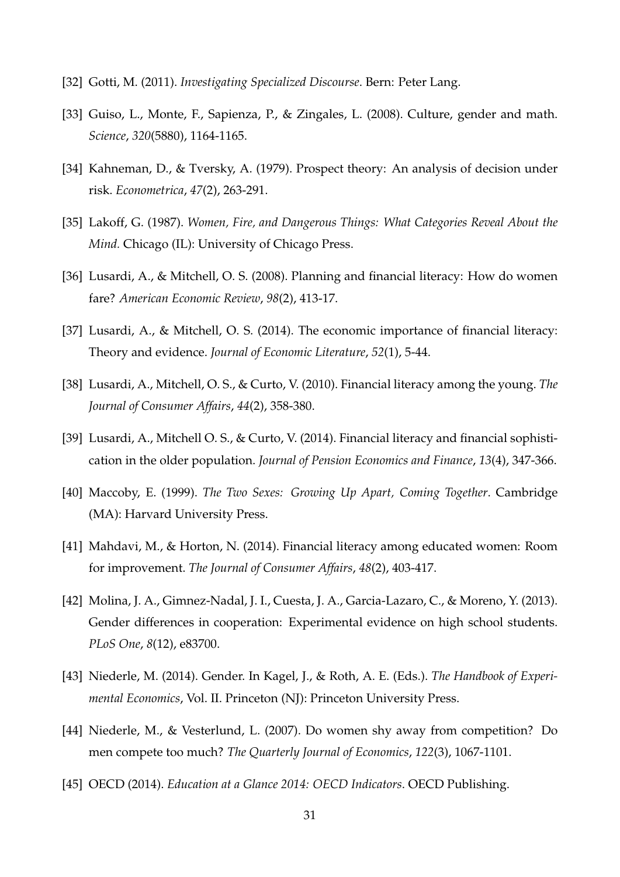[32] Gotti, M. (2011). *Investigating Specialized Discourse*. Bern: Peter Lang.

[33] Guiso, L., Monte, F., Sapienza, P., & Zingales, L. (2008). Culture, gender and math. *Science*, *320*(5880), 1164-1165.

[34] Kahneman, D., & Tversky, A. (1979). Prospect theory: An analysis of decision under risk. *Econometrica*, *47*(2), 263-291.

[35] Lakoff, G. (1987). *Women, Fire, and Dangerous Things: What Categories Reveal About the Mind.* Chicago (IL): University of Chicago Press.

[36] Lusardi, A., & Mitchell, O. S. (2008). Planning and financial literacy: How do women fare? *American Economic Review*, *98*(2), 413-17.

[37] Lusardi, A., & Mitchell, O. S. (2014). The economic importance of financial literacy: Theory and evidence. *Journal of Economic Literature*, *52*(1), 5-44.

[38] Lusardi, A., Mitchell, O. S., & Curto, V. (2010). Financial literacy among the young. *The Journal of Consumer Affairs*, *44*(2), 358-380.

[39] Lusardi, A., Mitchell O. S., & Curto, V. (2014). Financial literacy and financial sophistication in the older population. *Journal of Pension Economics and Finance*, *13*(4), 347-366.

[40] Maccoby, E. (1999). *The Two Sexes: Growing Up Apart, Coming Together*. Cambridge (MA): Harvard University Press.

[41] Mahdavi, M., & Horton, N. (2014). Financial literacy among educated women: Room for improvement. *The Journal of Consumer Affairs*, *48*(2), 403-417.

[42] Molina, J. A., Gimnez-Nadal, J. I., Cuesta, J. A., Garcia-Lazaro, C., & Moreno, Y. (2013). Gender differences in cooperation: Experimental evidence on high school students. *PLoS One*, *8*(12), e83700.

[43] Niederle, M. (2014). Gender. In Kagel, J., & Roth, A. E. (Eds.). *The Handbook of Experimental Economics*, Vol. II. Princeton (NJ): Princeton University Press.

[44] Niederle, M., & Vesterlund, L. (2007). Do women shy away from competition? Do men compete too much? *The Quarterly Journal of Economics*, *122*(3), 1067-1101.

[45] OECD (2014). *Education at a Glance 2014: OECD Indicators*. OECD Publishing.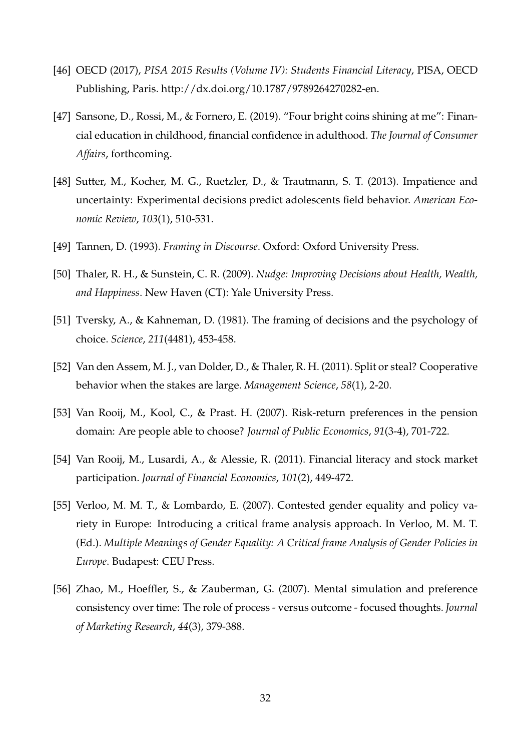[46] OECD (2017), *PISA 2015 Results (Volume IV): Students Financial Literacy*, PISA, OECD Publishing, Paris. http://dx.doi.org/10.1787/9789264270282-en.

[47] Sansone, D., Rossi, M., & Fornero, E. (2019). "Four bright coins shining at me": Financial education in childhood, financial confidence in adulthood. *The Journal of Consumer Affairs*, forthcoming.

[48] Sutter, M., Kocher, M. G., Ruetzler, D., & Trautmann, S. T. (2013). Impatience and uncertainty: Experimental decisions predict adolescents field behavior. *American Economic Review*, *103*(1), 510-531.

[49] Tannen, D. (1993). *Framing in Discourse*. Oxford: Oxford University Press.

[50] Thaler, R. H., & Sunstein, C. R. (2009). *Nudge: Improving Decisions about Health, Wealth, and Happiness*. New Haven (CT): Yale University Press.

[51] Tversky, A., & Kahneman, D. (1981). The framing of decisions and the psychology of choice. *Science*, *211*(4481), 453-458.

[52] Van den Assem, M. J., van Dolder, D., & Thaler, R. H. (2011). Split or steal? Cooperative behavior when the stakes are large. *Management Science*, *58*(1), 2-20.

[53] Van Rooij, M., Kool, C., & Prast. H. (2007). Risk-return preferences in the pension domain: Are people able to choose? *Journal of Public Economics*, *91*(3-4), 701-722.

[54] Van Rooij, M., Lusardi, A., & Alessie, R. (2011). Financial literacy and stock market participation. *Journal of Financial Economics*, *101*(2), 449-472.

[55] Verloo, M. M. T., & Lombardo, E. (2007). Contested gender equality and policy variety in Europe: Introducing a critical frame analysis approach. In Verloo, M. M. T. (Ed.). *Multiple Meanings of Gender Equality: A Critical frame Analysis of Gender Policies in Europe*. Budapest: CEU Press.

[56] Zhao, M., Hoeffler, S., & Zauberman, G. (2007). Mental simulation and preference consistency over time: The role of process - versus outcome - focused thoughts. *Journal of Marketing Research*, *44*(3), 379-388.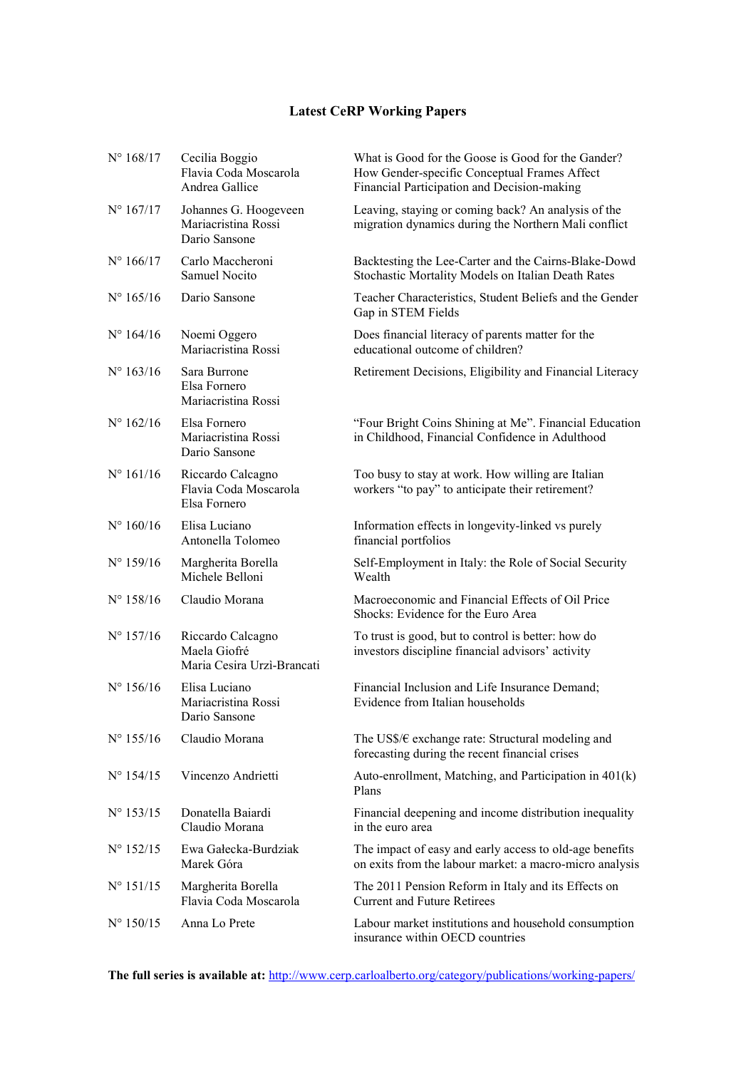## Latest CeRP Working Papers

| | | |
|---|---|---|
| N° 168/17 | Cecilia Boggio<br>Flavia Coda Moscarola<br>Andrea Gallice | What is Good for the Goose is Good for the Gander? How Gender-specific Conceptual Frames Affect Financial Participation and Decision-making |
| N° 167/17 | Johannes G. Hoogeveen<br>Mariacristina Rossi<br>Dario Sansone | Leaving, staying or coming back? An analysis of the migration dynamics during the Northern Mali conflict |
| N° 166/17 | Carlo Maccheroni<br>Samuel Nocito | Backtesting the Lee-Carter and the Cairns-Blake-Dowd Stochastic Mortality Models on Italian Death Rates |
| N° 165/16 | Dario Sansone | Teacher Characteristics, Student Beliefs and the Gender Gap in STEM Fields |
| N° 164/16 | Noemi Oggero<br>Mariacristina Rossi | Does financial literacy of parents matter for the educational outcome of children? |
| N° 163/16 | Sara Burrone<br>Elsa Fornero<br>Mariacristina Rossi | Retirement Decisions, Eligibility and Financial Literacy |
| N° 162/16 | Elsa Fornero<br>Mariacristina Rossi<br>Dario Sansone | "Four Bright Coins Shining at Me". Financial Education in Childhood, Financial Confidence in Adulthood |
| N° 161/16 | Riccardo Calcagno<br>Flavia Coda Moscarola<br>Elsa Fornero | Too busy to stay at work. How willing are Italian workers "to pay" to anticipate their retirement? |
| N° 160/16 | Elisa Luciano<br>Antonella Tolomeo | Information effects in longevity-linked vs purely financial portfolios |
| N° 159/16 | Margherita Borella<br>Michele Belloni | Self-Employment in Italy: the Role of Social Security Wealth |
| N° 158/16 | Claudio Morana | Macroeconomic and Financial Effects of Oil Price Shocks: Evidence for the Euro Area |
| N° 157/16 | Riccardo Calcagno<br>Maela Giofré<br>Maria Cesira Urzì-Brancati | To trust is good, but to control is better: how do investors discipline financial advisors' activity |
| N° 156/16 | Elisa Luciano<br>Mariacristina Rossi<br>Dario Sansone | Financial Inclusion and Life Insurance Demand; Evidence from Italian households |
| N° 155/16 | Claudio Morana | The US$/€ exchange rate: Structural modeling and forecasting during the recent financial crises |
| N° 154/15 | Vincenzo Andrietti | Auto-enrollment, Matching, and Participation in 401(k) Plans |
| N° 153/15 | Donatella Baiardi<br>Claudio Morana | Financial deepening and income distribution inequality in the euro area |
| N° 152/15 | Ewa Gałecka-Burdziak<br>Marek Góra | The impact of easy and early access to old-age benefits on exits from the labour market: a macro-micro analysis |
| N° 151/15 | Margherita Borella<br>Flavia Coda Moscarola | The 2011 Pension Reform in Italy and its Effects on Current and Future Retirees |
| N° 150/15 | Anna Lo Prete | Labour market institutions and household consumption insurance within OECD countries |

**The full series is available at:** http://www.cerp.carloalberto.org/category/publications/working-papers/